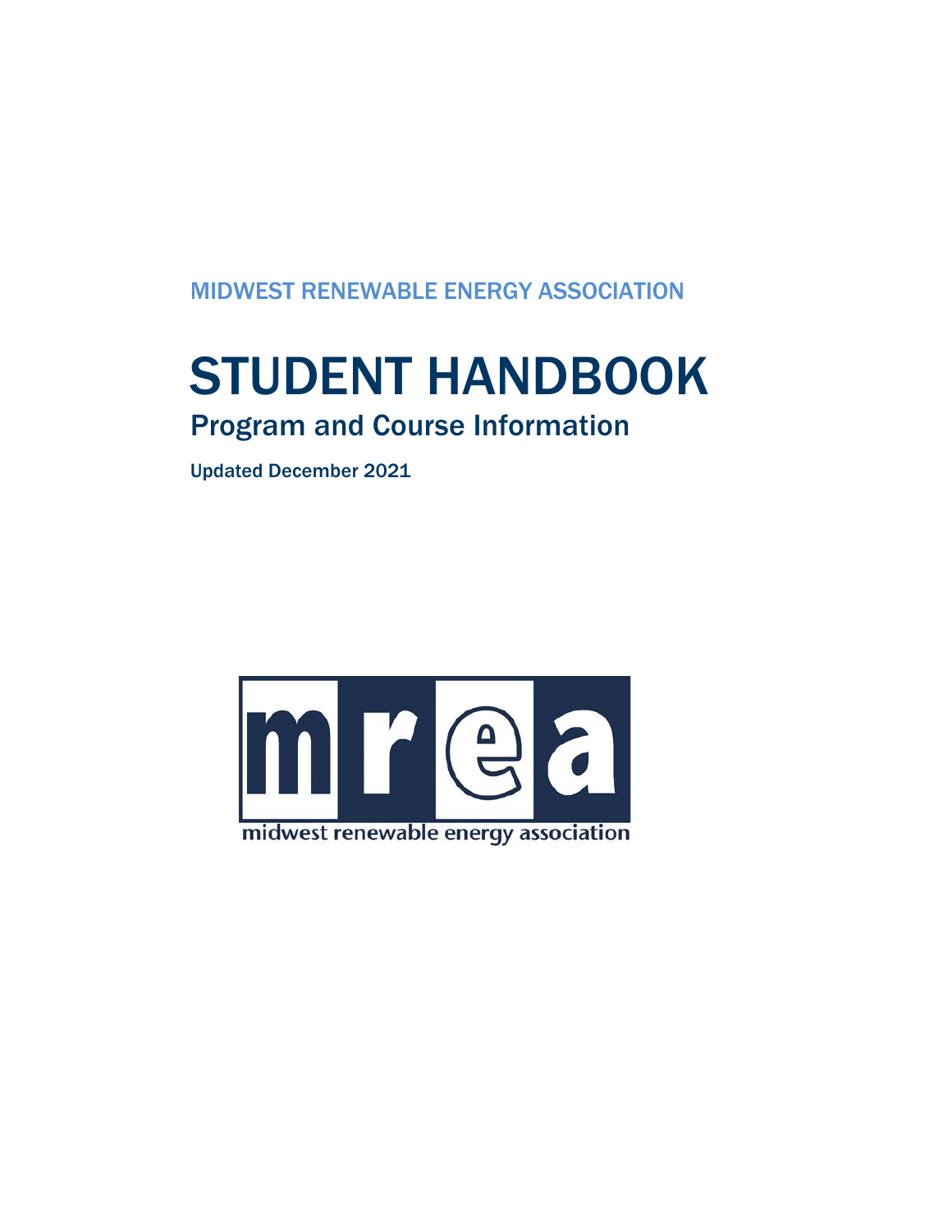MIDWEST RENEWABLE ENERGY ASSOCIATION

# STUDENT HANDBOOK

## Program and Course Information

Updated December 2021

mrea

midwest renewable energy association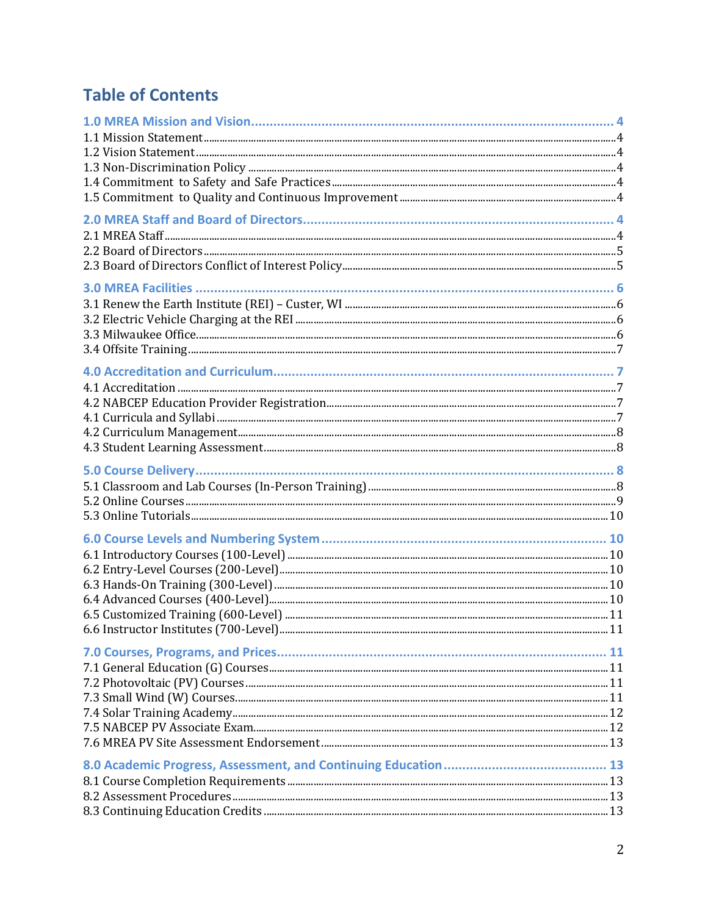# Table of Contents

**1.0 MREA Mission and Vision** .......... 4

1.1 Mission Statement .......... 4
1.2 Vision Statement .......... 4
1.3 Non-Discrimination Policy .......... 4
1.4 Commitment to Safety and Safe Practices .......... 4
1.5 Commitment to Quality and Continuous Improvement .......... 4

**2.0 MREA Staff and Board of Directors** .......... 4

2.1 MREA Staff .......... 4
2.2 Board of Directors .......... 5
2.3 Board of Directors Conflict of Interest Policy .......... 5

**3.0 MREA Facilities** .......... 6

3.1 Renew the Earth Institute (REI) – Custer, WI .......... 6
3.2 Electric Vehicle Charging at the REI .......... 6
3.3 Milwaukee Office .......... 6
3.4 Offsite Training .......... 7

**4.0 Accreditation and Curriculum** .......... 7

4.1 Accreditation .......... 7
4.2 NABCEP Education Provider Registration .......... 7
4.1 Curricula and Syllabi .......... 7
4.2 Curriculum Management .......... 8
4.3 Student Learning Assessment .......... 8

**5.0 Course Delivery** .......... 8

5.1 Classroom and Lab Courses (In-Person Training) .......... 8
5.2 Online Courses .......... 9
5.3 Online Tutorials .......... 10

**6.0 Course Levels and Numbering System** .......... 10

6.1 Introductory Courses (100-Level) .......... 10
6.2 Entry-Level Courses (200-Level) .......... 10
6.3 Hands-On Training (300-Level) .......... 10
6.4 Advanced Courses (400-Level) .......... 10
6.5 Customized Training (600-Level) .......... 11
6.6 Instructor Institutes (700-Level) .......... 11

**7.0 Courses, Programs, and Prices** .......... 11

7.1 General Education (G) Courses .......... 11
7.2 Photovoltaic (PV) Courses .......... 11
7.3 Small Wind (W) Courses .......... 11
7.4 Solar Training Academy .......... 12
7.5 NABCEP PV Associate Exam .......... 12
7.6 MREA PV Site Assessment Endorsement .......... 13

**8.0 Academic Progress, Assessment, and Continuing Education** .......... 13

8.1 Course Completion Requirements .......... 13
8.2 Assessment Procedures .......... 13
8.3 Continuing Education Credits .......... 13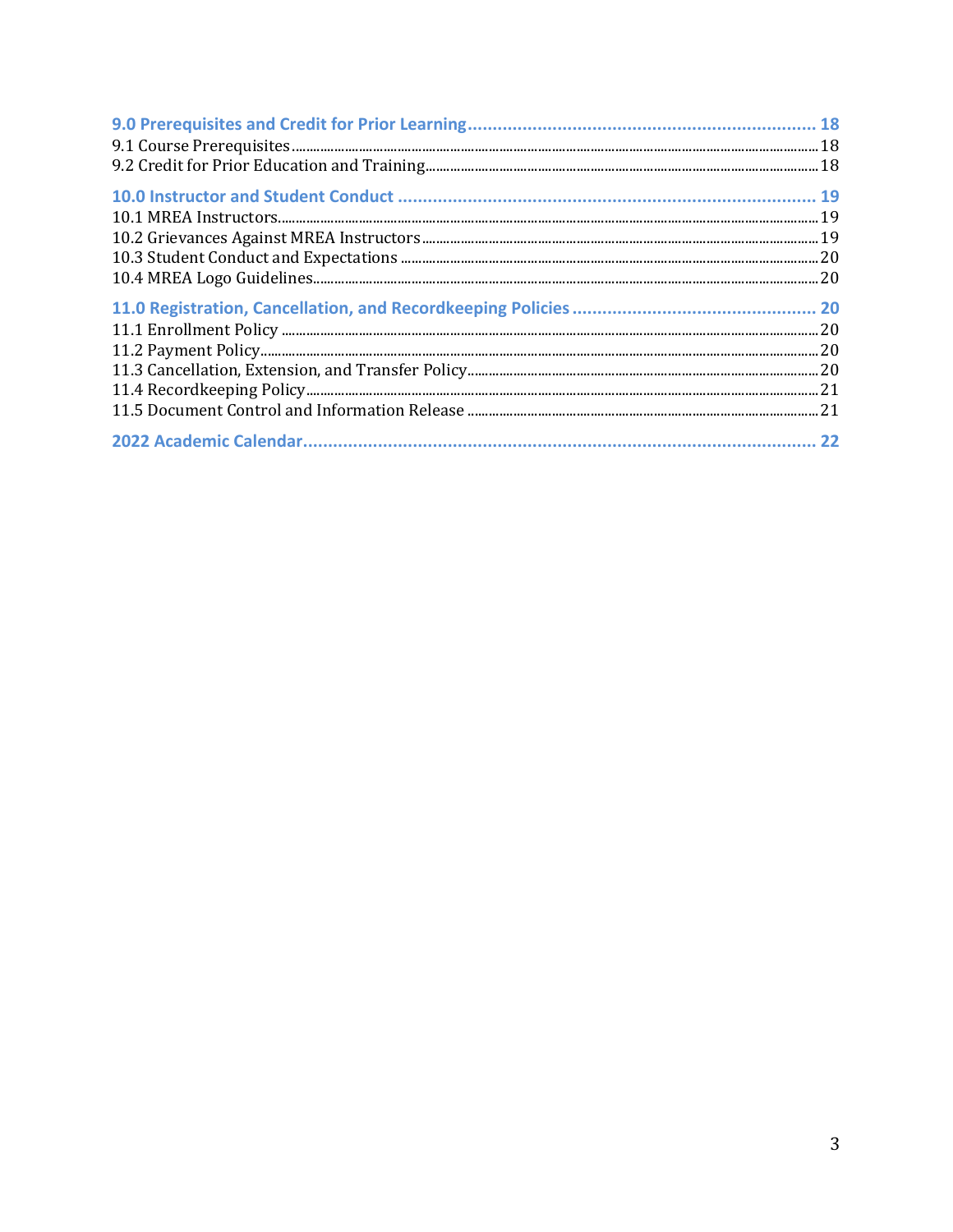**9.0 Prerequisites and Credit for Prior Learning** ..... 18

9.1 Course Prerequisites ..... 18

9.2 Credit for Prior Education and Training ..... 18

**10.0 Instructor and Student Conduct** ..... 19

10.1 MREA Instructors ..... 19

10.2 Grievances Against MREA Instructors ..... 19

10.3 Student Conduct and Expectations ..... 20

10.4 MREA Logo Guidelines ..... 20

**11.0 Registration, Cancellation, and Recordkeeping Policies** ..... 20

11.1 Enrollment Policy ..... 20

11.2 Payment Policy ..... 20

11.3 Cancellation, Extension, and Transfer Policy ..... 20

11.4 Recordkeeping Policy ..... 21

11.5 Document Control and Information Release ..... 21

**2022 Academic Calendar** ..... 22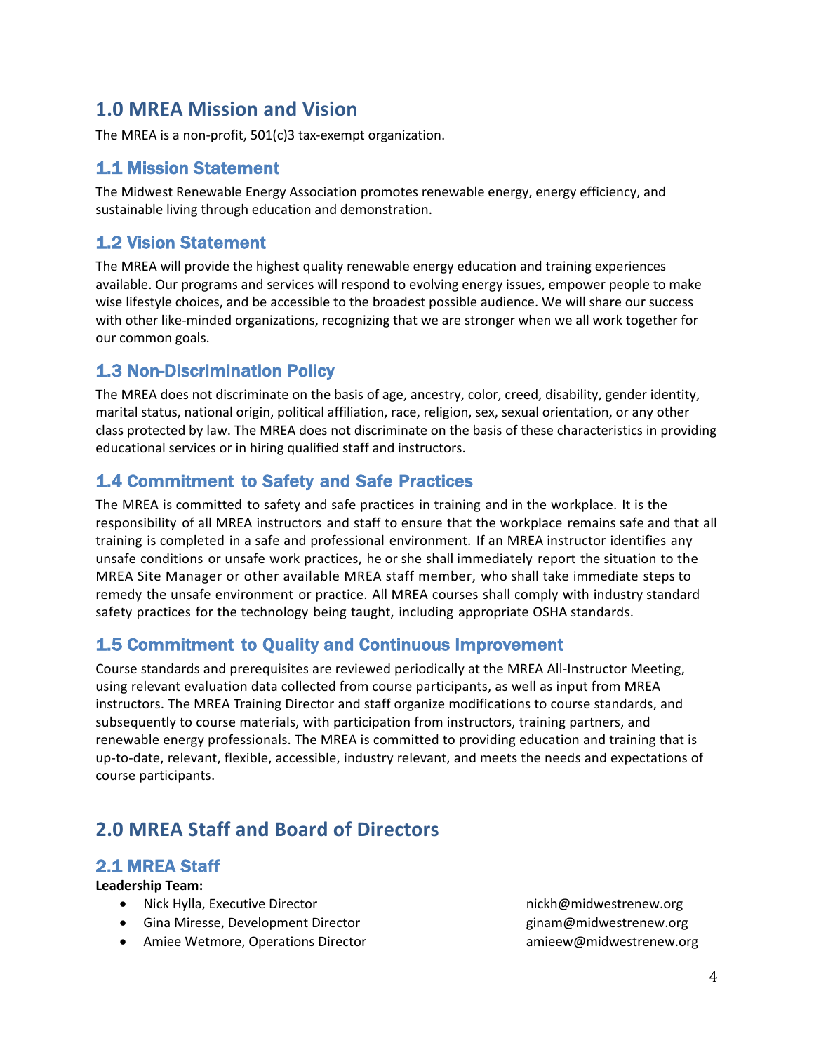# 1.0 MREA Mission and Vision

The MREA is a non-profit, 501(c)3 tax-exempt organization.

## 1.1 Mission Statement

The Midwest Renewable Energy Association promotes renewable energy, energy efficiency, and sustainable living through education and demonstration.

## 1.2 Vision Statement

The MREA will provide the highest quality renewable energy education and training experiences available. Our programs and services will respond to evolving energy issues, empower people to make wise lifestyle choices, and be accessible to the broadest possible audience. We will share our success with other like-minded organizations, recognizing that we are stronger when we all work together for our common goals.

## 1.3 Non-Discrimination Policy

The MREA does not discriminate on the basis of age, ancestry, color, creed, disability, gender identity, marital status, national origin, political affiliation, race, religion, sex, sexual orientation, or any other class protected by law. The MREA does not discriminate on the basis of these characteristics in providing educational services or in hiring qualified staff and instructors.

## 1.4 Commitment to Safety and Safe Practices

The MREA is committed to safety and safe practices in training and in the workplace. It is the responsibility of all MREA instructors and staff to ensure that the workplace remains safe and that all training is completed in a safe and professional environment. If an MREA instructor identifies any unsafe conditions or unsafe work practices, he or she shall immediately report the situation to the MREA Site Manager or other available MREA staff member, who shall take immediate steps to remedy the unsafe environment or practice. All MREA courses shall comply with industry standard safety practices for the technology being taught, including appropriate OSHA standards.

## 1.5 Commitment to Quality and Continuous Improvement

Course standards and prerequisites are reviewed periodically at the MREA All-Instructor Meeting, using relevant evaluation data collected from course participants, as well as input from MREA instructors. The MREA Training Director and staff organize modifications to course standards, and subsequently to course materials, with participation from instructors, training partners, and renewable energy professionals. The MREA is committed to providing education and training that is up-to-date, relevant, flexible, accessible, industry relevant, and meets the needs and expectations of course participants.

# 2.0 MREA Staff and Board of Directors

## 2.1 MREA Staff

**Leadership Team:**

- Nick Hylla, Executive Director nickh@midwestrenew.org
- Gina Miresse, Development Director ginam@midwestrenew.org
- Amiee Wetmore, Operations Director amieew@midwestrenew.org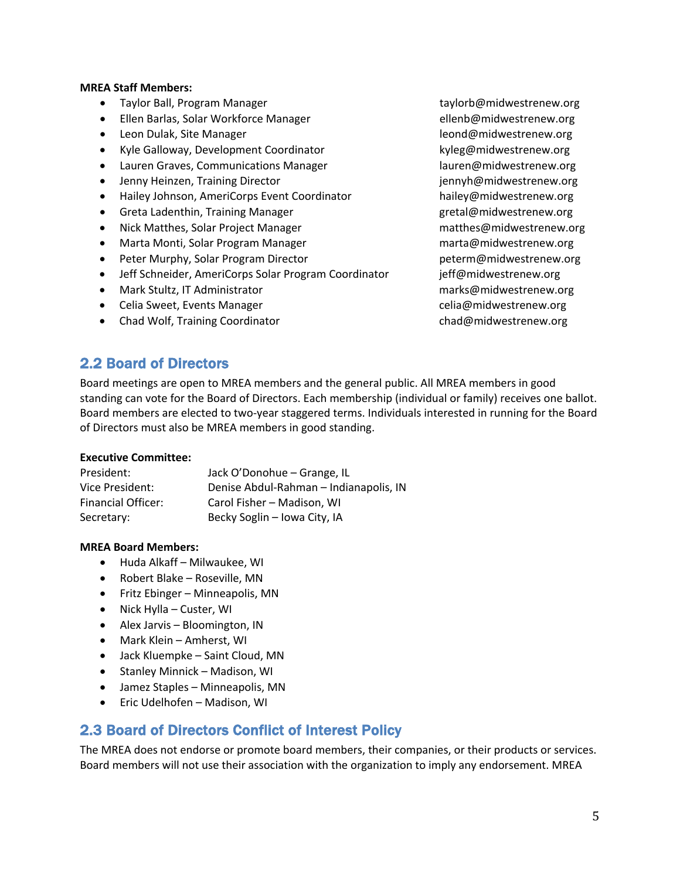**MREA Staff Members:**

- Taylor Ball, Program Manager taylorb@midwestrenew.org
- Ellen Barlas, Solar Workforce Manager ellenb@midwestrenew.org
- Leon Dulak, Site Manager leond@midwestrenew.org
- Kyle Galloway, Development Coordinator kyleg@midwestrenew.org
- Lauren Graves, Communications Manager lauren@midwestrenew.org
- Jenny Heinzen, Training Director jennyh@midwestrenew.org
- Hailey Johnson, AmeriCorps Event Coordinator hailey@midwestrenew.org
- Greta Ladenthin, Training Manager gretal@midwestrenew.org
- Nick Matthes, Solar Project Manager matthes@midwestrenew.org
- Marta Monti, Solar Program Manager marta@midwestrenew.org
- Peter Murphy, Solar Program Director peterm@midwestrenew.org
- Jeff Schneider, AmeriCorps Solar Program Coordinator jeff@midwestrenew.org
- Mark Stultz, IT Administrator marks@midwestrenew.org
- Celia Sweet, Events Manager celia@midwestrenew.org
- Chad Wolf, Training Coordinator chad@midwestrenew.org

## 2.2 Board of Directors

Board meetings are open to MREA members and the general public. All MREA members in good standing can vote for the Board of Directors. Each membership (individual or family) receives one ballot. Board members are elected to two-year staggered terms. Individuals interested in running for the Board of Directors must also be MREA members in good standing.

**Executive Committee:**

President: Jack O'Donohue – Grange, IL
Vice President: Denise Abdul-Rahman – Indianapolis, IN
Financial Officer: Carol Fisher – Madison, WI
Secretary: Becky Soglin – Iowa City, IA

**MREA Board Members:**

- Huda Alkaff – Milwaukee, WI
- Robert Blake – Roseville, MN
- Fritz Ebinger – Minneapolis, MN
- Nick Hylla – Custer, WI
- Alex Jarvis – Bloomington, IN
- Mark Klein – Amherst, WI
- Jack Kluempke – Saint Cloud, MN
- Stanley Minnick – Madison, WI
- Jamez Staples – Minneapolis, MN
- Eric Udelhofen – Madison, WI

## 2.3 Board of Directors Conflict of Interest Policy

The MREA does not endorse or promote board members, their companies, or their products or services. Board members will not use their association with the organization to imply any endorsement. MREA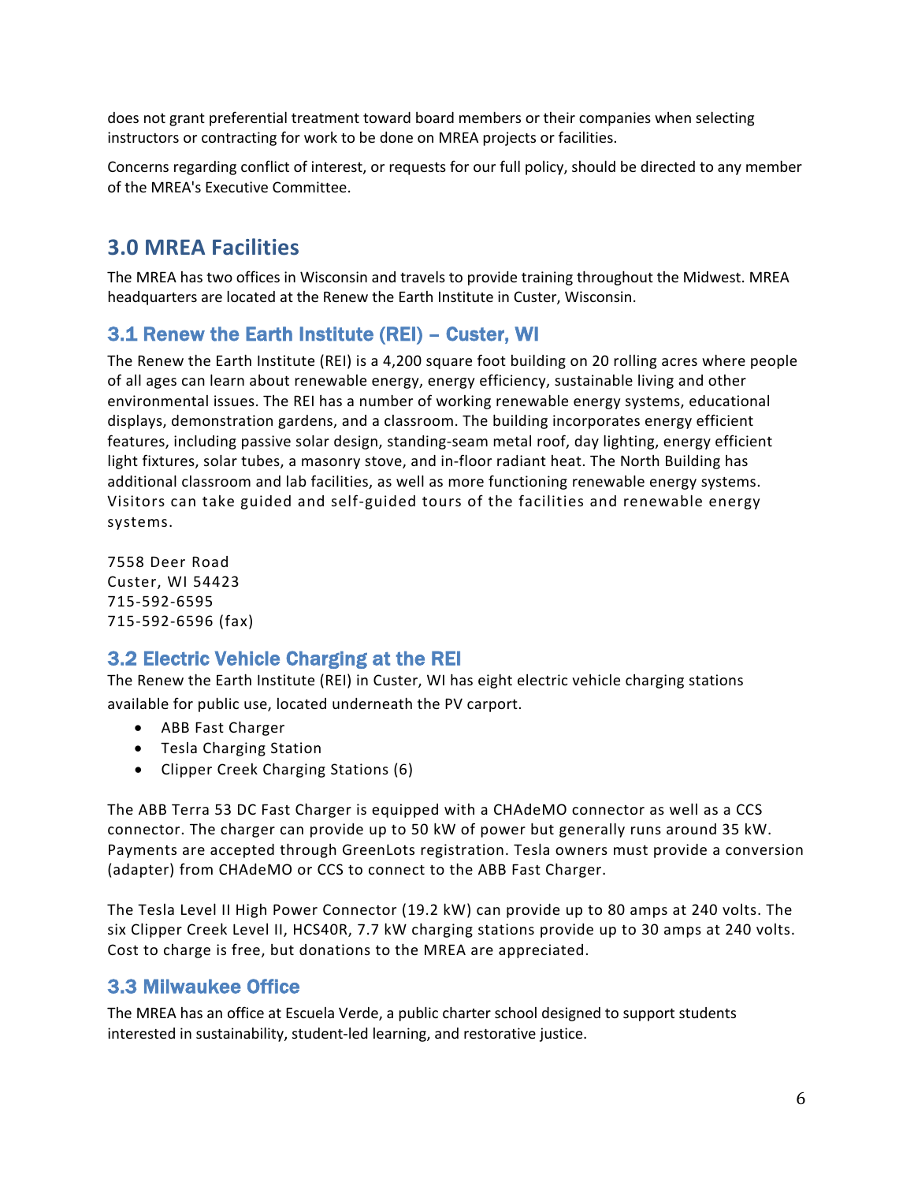does not grant preferential treatment toward board members or their companies when selecting instructors or contracting for work to be done on MREA projects or facilities.

Concerns regarding conflict of interest, or requests for our full policy, should be directed to any member of the MREA's Executive Committee.

# 3.0 MREA Facilities

The MREA has two offices in Wisconsin and travels to provide training throughout the Midwest. MREA headquarters are located at the Renew the Earth Institute in Custer, Wisconsin.

## 3.1 Renew the Earth Institute (REI) – Custer, WI

The Renew the Earth Institute (REI) is a 4,200 square foot building on 20 rolling acres where people of all ages can learn about renewable energy, energy efficiency, sustainable living and other environmental issues. The REI has a number of working renewable energy systems, educational displays, demonstration gardens, and a classroom. The building incorporates energy efficient features, including passive solar design, standing-seam metal roof, day lighting, energy efficient light fixtures, solar tubes, a masonry stove, and in-floor radiant heat. The North Building has additional classroom and lab facilities, as well as more functioning renewable energy systems. Visitors can take guided and self-guided tours of the facilities and renewable energy systems.

7558 Deer Road
Custer, WI 54423
715-592-6595
715-592-6596 (fax)

## 3.2 Electric Vehicle Charging at the REI

The Renew the Earth Institute (REI) in Custer, WI has eight electric vehicle charging stations available for public use, located underneath the PV carport.

- ABB Fast Charger
- Tesla Charging Station
- Clipper Creek Charging Stations (6)

The ABB Terra 53 DC Fast Charger is equipped with a CHAdeMO connector as well as a CCS connector. The charger can provide up to 50 kW of power but generally runs around 35 kW. Payments are accepted through GreenLots registration. Tesla owners must provide a conversion (adapter) from CHAdeMO or CCS to connect to the ABB Fast Charger.

The Tesla Level II High Power Connector (19.2 kW) can provide up to 80 amps at 240 volts. The six Clipper Creek Level II, HCS40R, 7.7 kW charging stations provide up to 30 amps at 240 volts. Cost to charge is free, but donations to the MREA are appreciated.

## 3.3 Milwaukee Office

The MREA has an office at Escuela Verde, a public charter school designed to support students interested in sustainability, student-led learning, and restorative justice.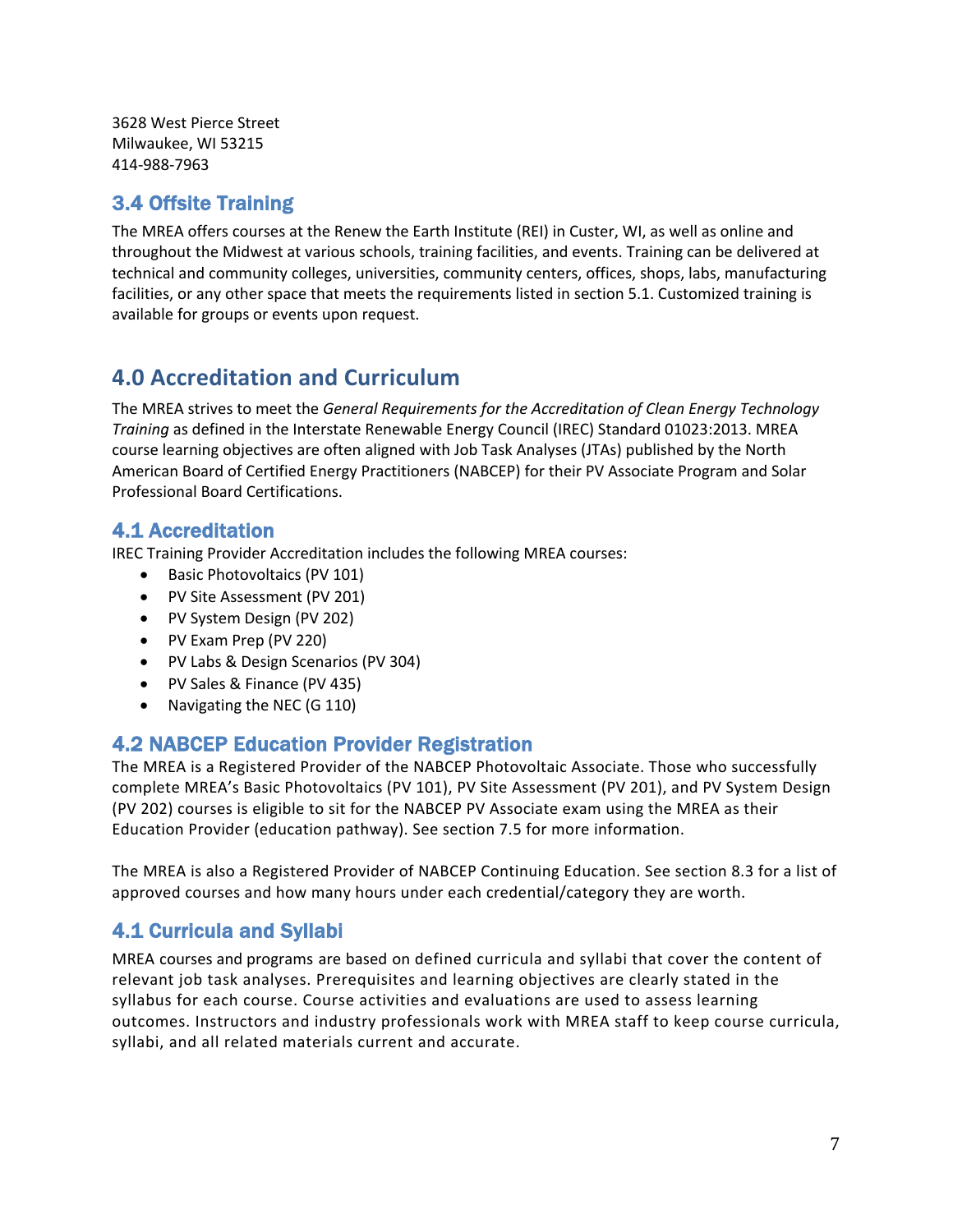3628 West Pierce Street
Milwaukee, WI 53215
414-988-7963

### 3.4 Offsite Training

The MREA offers courses at the Renew the Earth Institute (REI) in Custer, WI, as well as online and throughout the Midwest at various schools, training facilities, and events. Training can be delivered at technical and community colleges, universities, community centers, offices, shops, labs, manufacturing facilities, or any other space that meets the requirements listed in section 5.1. Customized training is available for groups or events upon request.

## 4.0 Accreditation and Curriculum

The MREA strives to meet the *General Requirements for the Accreditation of Clean Energy Technology Training* as defined in the Interstate Renewable Energy Council (IREC) Standard 01023:2013. MREA course learning objectives are often aligned with Job Task Analyses (JTAs) published by the North American Board of Certified Energy Practitioners (NABCEP) for their PV Associate Program and Solar Professional Board Certifications.

### 4.1 Accreditation

IREC Training Provider Accreditation includes the following MREA courses:

- Basic Photovoltaics (PV 101)
- PV Site Assessment (PV 201)
- PV System Design (PV 202)
- PV Exam Prep (PV 220)
- PV Labs & Design Scenarios (PV 304)
- PV Sales & Finance (PV 435)
- Navigating the NEC (G 110)

### 4.2 NABCEP Education Provider Registration

The MREA is a Registered Provider of the NABCEP Photovoltaic Associate. Those who successfully complete MREA's Basic Photovoltaics (PV 101), PV Site Assessment (PV 201), and PV System Design (PV 202) courses is eligible to sit for the NABCEP PV Associate exam using the MREA as their Education Provider (education pathway). See section 7.5 for more information.

The MREA is also a Registered Provider of NABCEP Continuing Education. See section 8.3 for a list of approved courses and how many hours under each credential/category they are worth.

### 4.1 Curricula and Syllabi

MREA courses and programs are based on defined curricula and syllabi that cover the content of relevant job task analyses. Prerequisites and learning objectives are clearly stated in the syllabus for each course. Course activities and evaluations are used to assess learning outcomes. Instructors and industry professionals work with MREA staff to keep course curricula, syllabi, and all related materials current and accurate.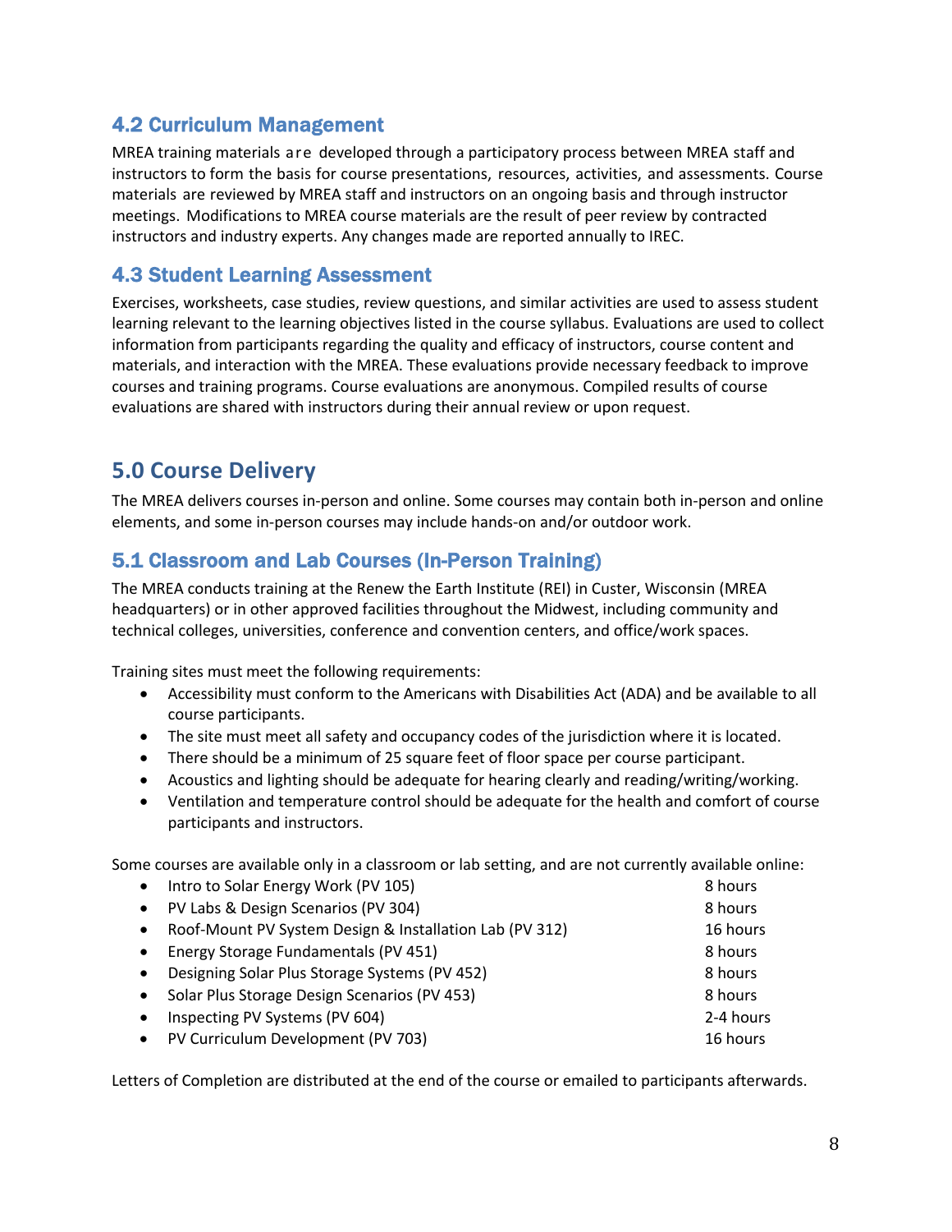### 4.2 Curriculum Management

MREA training materials are developed through a participatory process between MREA staff and instructors to form the basis for course presentations, resources, activities, and assessments. Course materials are reviewed by MREA staff and instructors on an ongoing basis and through instructor meetings. Modifications to MREA course materials are the result of peer review by contracted instructors and industry experts. Any changes made are reported annually to IREC.

### 4.3 Student Learning Assessment

Exercises, worksheets, case studies, review questions, and similar activities are used to assess student learning relevant to the learning objectives listed in the course syllabus. Evaluations are used to collect information from participants regarding the quality and efficacy of instructors, course content and materials, and interaction with the MREA. These evaluations provide necessary feedback to improve courses and training programs. Course evaluations are anonymous. Compiled results of course evaluations are shared with instructors during their annual review or upon request.

## 5.0 Course Delivery

The MREA delivers courses in-person and online. Some courses may contain both in-person and online elements, and some in-person courses may include hands-on and/or outdoor work.

### 5.1 Classroom and Lab Courses (In-Person Training)

The MREA conducts training at the Renew the Earth Institute (REI) in Custer, Wisconsin (MREA headquarters) or in other approved facilities throughout the Midwest, including community and technical colleges, universities, conference and convention centers, and office/work spaces.

Training sites must meet the following requirements:

- Accessibility must conform to the Americans with Disabilities Act (ADA) and be available to all course participants.
- The site must meet all safety and occupancy codes of the jurisdiction where it is located.
- There should be a minimum of 25 square feet of floor space per course participant.
- Acoustics and lighting should be adequate for hearing clearly and reading/writing/working.
- Ventilation and temperature control should be adequate for the health and comfort of course participants and instructors.

Some courses are available only in a classroom or lab setting, and are not currently available online:

- Intro to Solar Energy Work (PV 105) — 8 hours
- PV Labs & Design Scenarios (PV 304) — 8 hours
- Roof-Mount PV System Design & Installation Lab (PV 312) — 16 hours
- Energy Storage Fundamentals (PV 451) — 8 hours
- Designing Solar Plus Storage Systems (PV 452) — 8 hours
- Solar Plus Storage Design Scenarios (PV 453) — 8 hours
- Inspecting PV Systems (PV 604) — 2-4 hours
- PV Curriculum Development (PV 703) — 16 hours

Letters of Completion are distributed at the end of the course or emailed to participants afterwards.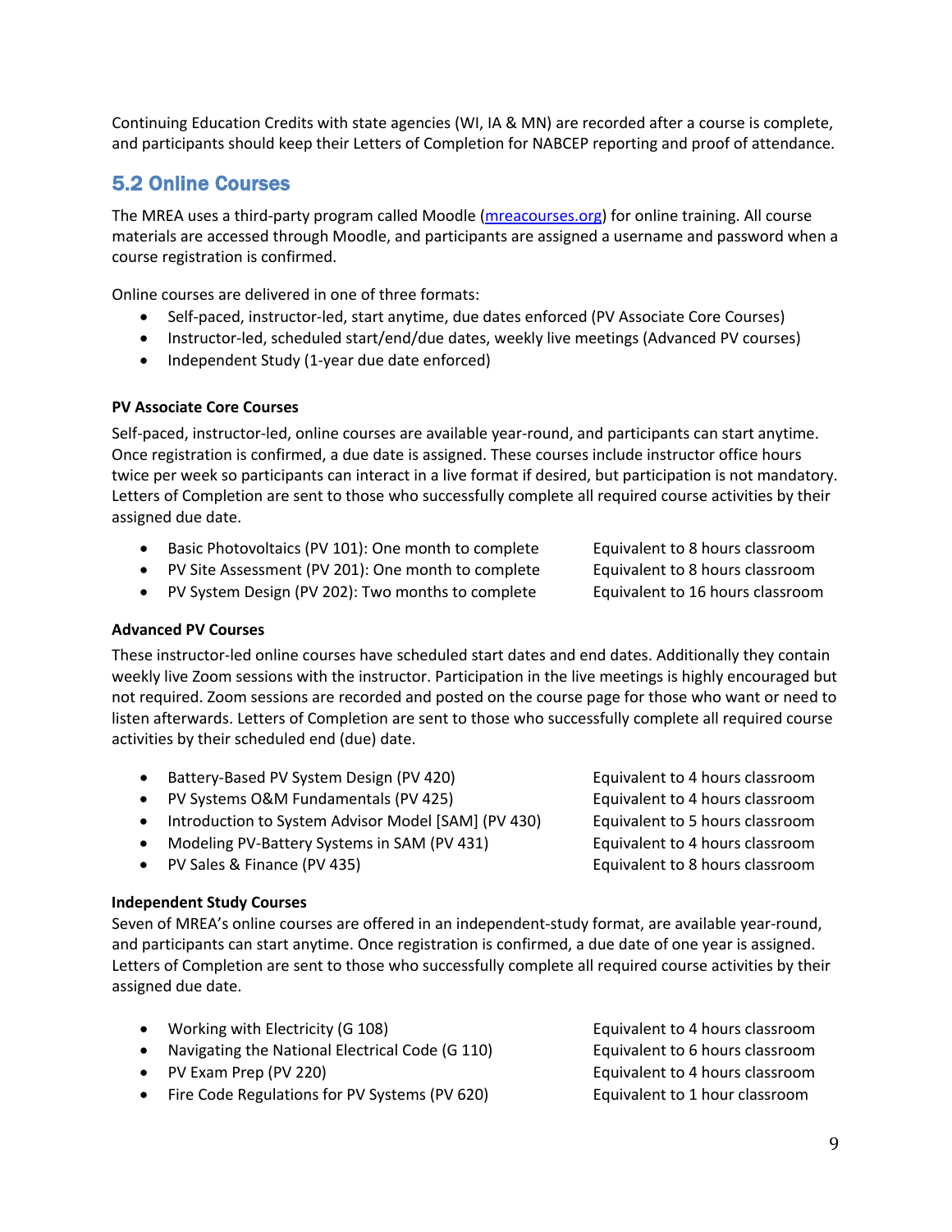Continuing Education Credits with state agencies (WI, IA & MN) are recorded after a course is complete, and participants should keep their Letters of Completion for NABCEP reporting and proof of attendance.

## 5.2 Online Courses

The MREA uses a third-party program called Moodle (mreacourses.org) for online training. All course materials are accessed through Moodle, and participants are assigned a username and password when a course registration is confirmed.

Online courses are delivered in one of three formats:

- Self-paced, instructor-led, start anytime, due dates enforced (PV Associate Core Courses)
- Instructor-led, scheduled start/end/due dates, weekly live meetings (Advanced PV courses)
- Independent Study (1-year due date enforced)

**PV Associate Core Courses**

Self-paced, instructor-led, online courses are available year-round, and participants can start anytime. Once registration is confirmed, a due date is assigned. These courses include instructor office hours twice per week so participants can interact in a live format if desired, but participation is not mandatory. Letters of Completion are sent to those who successfully complete all required course activities by their assigned due date.

- Basic Photovoltaics (PV 101): One month to complete — Equivalent to 8 hours classroom
- PV Site Assessment (PV 201): One month to complete — Equivalent to 8 hours classroom
- PV System Design (PV 202): Two months to complete — Equivalent to 16 hours classroom

**Advanced PV Courses**

These instructor-led online courses have scheduled start dates and end dates. Additionally they contain weekly live Zoom sessions with the instructor. Participation in the live meetings is highly encouraged but not required. Zoom sessions are recorded and posted on the course page for those who want or need to listen afterwards. Letters of Completion are sent to those who successfully complete all required course activities by their scheduled end (due) date.

- Battery-Based PV System Design (PV 420) — Equivalent to 4 hours classroom
- PV Systems O&M Fundamentals (PV 425) — Equivalent to 4 hours classroom
- Introduction to System Advisor Model [SAM] (PV 430) — Equivalent to 5 hours classroom
- Modeling PV-Battery Systems in SAM (PV 431) — Equivalent to 4 hours classroom
- PV Sales & Finance (PV 435) — Equivalent to 8 hours classroom

**Independent Study Courses**

Seven of MREA's online courses are offered in an independent-study format, are available year-round, and participants can start anytime. Once registration is confirmed, a due date of one year is assigned. Letters of Completion are sent to those who successfully complete all required course activities by their assigned due date.

- Working with Electricity (G 108) — Equivalent to 4 hours classroom
- Navigating the National Electrical Code (G 110) — Equivalent to 6 hours classroom
- PV Exam Prep (PV 220) — Equivalent to 4 hours classroom
- Fire Code Regulations for PV Systems (PV 620) — Equivalent to 1 hour classroom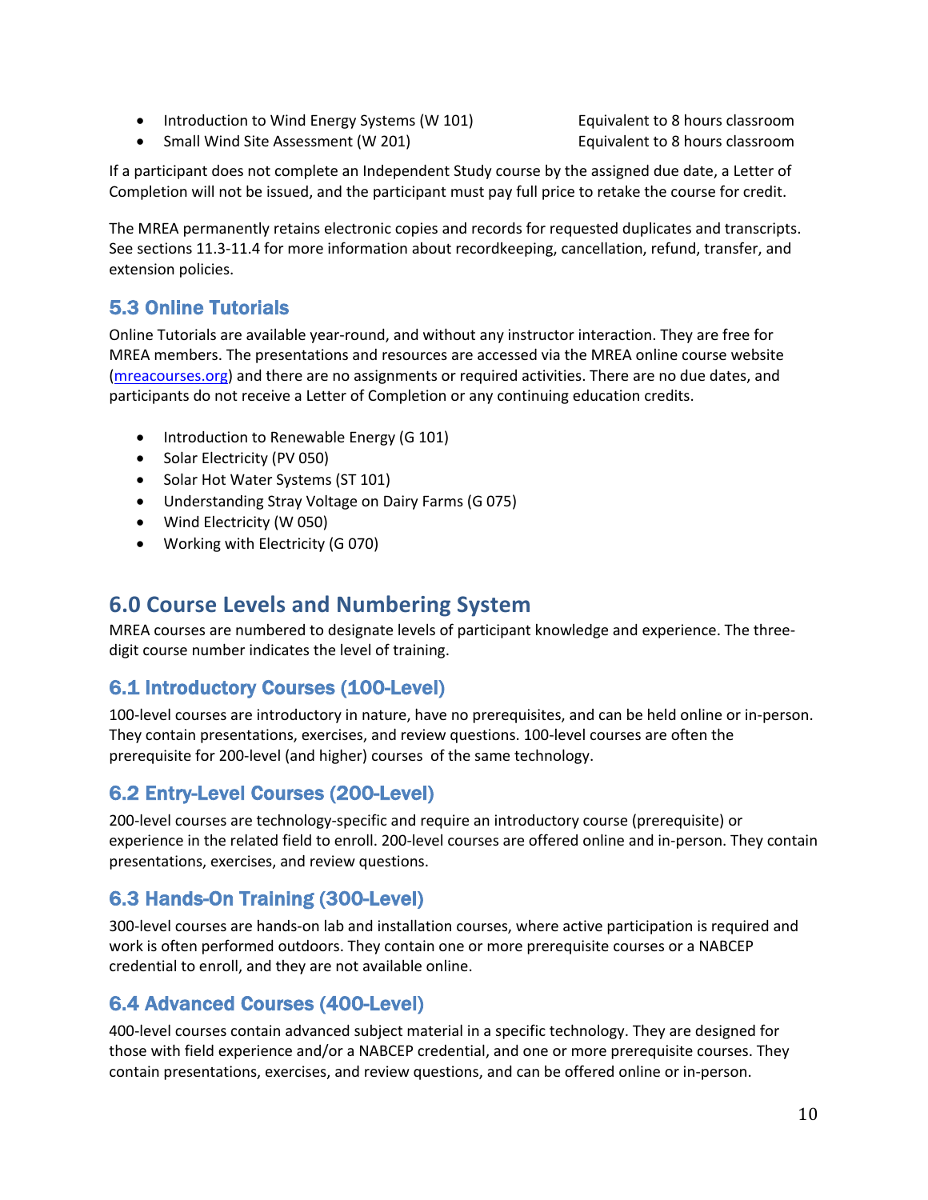- Introduction to Wind Energy Systems (W 101) — Equivalent to 8 hours classroom
- Small Wind Site Assessment (W 201) — Equivalent to 8 hours classroom

If a participant does not complete an Independent Study course by the assigned due date, a Letter of Completion will not be issued, and the participant must pay full price to retake the course for credit.

The MREA permanently retains electronic copies and records for requested duplicates and transcripts. See sections 11.3-11.4 for more information about recordkeeping, cancellation, refund, transfer, and extension policies.

### 5.3 Online Tutorials

Online Tutorials are available year-round, and without any instructor interaction. They are free for MREA members. The presentations and resources are accessed via the MREA online course website (mreacourses.org) and there are no assignments or required activities. There are no due dates, and participants do not receive a Letter of Completion or any continuing education credits.

- Introduction to Renewable Energy (G 101)
- Solar Electricity (PV 050)
- Solar Hot Water Systems (ST 101)
- Understanding Stray Voltage on Dairy Farms (G 075)
- Wind Electricity (W 050)
- Working with Electricity (G 070)

## 6.0 Course Levels and Numbering System

MREA courses are numbered to designate levels of participant knowledge and experience. The three-digit course number indicates the level of training.

### 6.1 Introductory Courses (100-Level)

100-level courses are introductory in nature, have no prerequisites, and can be held online or in-person. They contain presentations, exercises, and review questions. 100-level courses are often the prerequisite for 200-level (and higher) courses of the same technology.

### 6.2 Entry-Level Courses (200-Level)

200-level courses are technology-specific and require an introductory course (prerequisite) or experience in the related field to enroll. 200-level courses are offered online and in-person. They contain presentations, exercises, and review questions.

### 6.3 Hands-On Training (300-Level)

300-level courses are hands-on lab and installation courses, where active participation is required and work is often performed outdoors. They contain one or more prerequisite courses or a NABCEP credential to enroll, and they are not available online.

### 6.4 Advanced Courses (400-Level)

400-level courses contain advanced subject material in a specific technology. They are designed for those with field experience and/or a NABCEP credential, and one or more prerequisite courses. They contain presentations, exercises, and review questions, and can be offered online or in-person.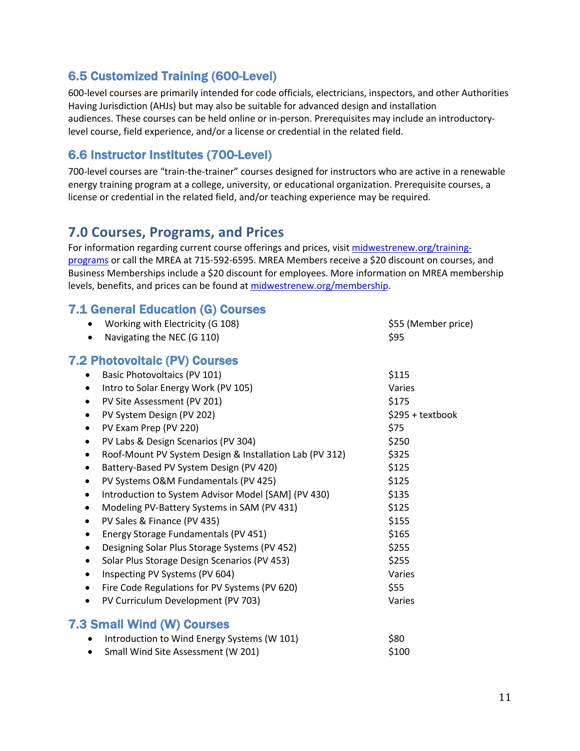### 6.5 Customized Training (600-Level)

600-level courses are primarily intended for code officials, electricians, inspectors, and other Authorities Having Jurisdiction (AHJs) but may also be suitable for advanced design and installation audiences. These courses can be held online or in-person. Prerequisites may include an introductory-level course, field experience, and/or a license or credential in the related field.

### 6.6 Instructor Institutes (700-Level)

700-level courses are "train-the-trainer" courses designed for instructors who are active in a renewable energy training program at a college, university, or educational organization. Prerequisite courses, a license or credential in the related field, and/or teaching experience may be required.

## 7.0 Courses, Programs, and Prices

For information regarding current course offerings and prices, visit [midwestrenew.org/training-programs](midwestrenew.org/training-programs) or call the MREA at 715-592-6595. MREA Members receive a $20 discount on courses, and Business Memberships include a $20 discount for employees. More information on MREA membership levels, benefits, and prices can be found at [midwestrenew.org/membership](midwestrenew.org/membership).

### 7.1 General Education (G) Courses

- Working with Electricity (G 108) — $55 (Member price)
- Navigating the NEC (G 110) — $95

### 7.2 Photovoltaic (PV) Courses

- Basic Photovoltaics (PV 101) — $115
- Intro to Solar Energy Work (PV 105) — Varies
- PV Site Assessment (PV 201) — $175
- PV System Design (PV 202) — $295 + textbook
- PV Exam Prep (PV 220) — $75
- PV Labs & Design Scenarios (PV 304) — $250
- Roof-Mount PV System Design & Installation Lab (PV 312) — $325
- Battery-Based PV System Design (PV 420) — $125
- PV Systems O&M Fundamentals (PV 425) — $125
- Introduction to System Advisor Model [SAM] (PV 430) — $135
- Modeling PV-Battery Systems in SAM (PV 431) — $125
- PV Sales & Finance (PV 435) — $155
- Energy Storage Fundamentals (PV 451) — $165
- Designing Solar Plus Storage Systems (PV 452) — $255
- Solar Plus Storage Design Scenarios (PV 453) — $255
- Inspecting PV Systems (PV 604) — Varies
- Fire Code Regulations for PV Systems (PV 620) — $55
- PV Curriculum Development (PV 703) — Varies

### 7.3 Small Wind (W) Courses

- Introduction to Wind Energy Systems (W 101) — $80
- Small Wind Site Assessment (W 201) — $100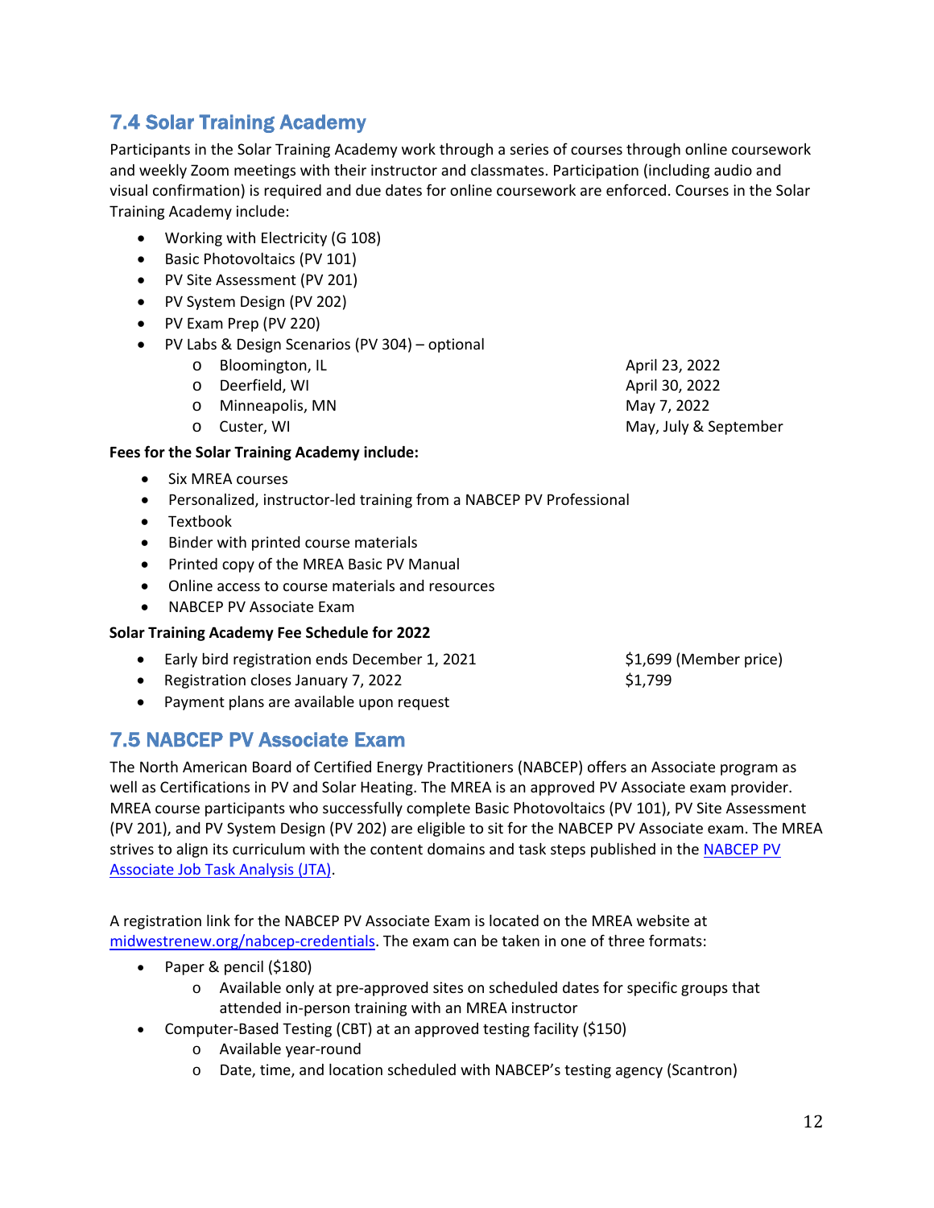## 7.4 Solar Training Academy

Participants in the Solar Training Academy work through a series of courses through online coursework and weekly Zoom meetings with their instructor and classmates. Participation (including audio and visual confirmation) is required and due dates for online coursework are enforced. Courses in the Solar Training Academy include:

- Working with Electricity (G 108)
- Basic Photovoltaics (PV 101)
- PV Site Assessment (PV 201)
- PV System Design (PV 202)
- PV Exam Prep (PV 220)
- PV Labs & Design Scenarios (PV 304) – optional
  - Bloomington, IL — April 23, 2022
  - Deerfield, WI — April 30, 2022
  - Minneapolis, MN — May 7, 2022
  - Custer, WI — May, July & September

**Fees for the Solar Training Academy include:**

- Six MREA courses
- Personalized, instructor-led training from a NABCEP PV Professional
- Textbook
- Binder with printed course materials
- Printed copy of the MREA Basic PV Manual
- Online access to course materials and resources
- NABCEP PV Associate Exam

**Solar Training Academy Fee Schedule for 2022**

- Early bird registration ends December 1, 2021 — $1,699 (Member price)
- Registration closes January 7, 2022 — $1,799
- Payment plans are available upon request

## 7.5 NABCEP PV Associate Exam

The North American Board of Certified Energy Practitioners (NABCEP) offers an Associate program as well as Certifications in PV and Solar Heating. The MREA is an approved PV Associate exam provider. MREA course participants who successfully complete Basic Photovoltaics (PV 101), PV Site Assessment (PV 201), and PV System Design (PV 202) are eligible to sit for the NABCEP PV Associate exam. The MREA strives to align its curriculum with the content domains and task steps published in the NABCEP PV Associate Job Task Analysis (JTA).

A registration link for the NABCEP PV Associate Exam is located on the MREA website at midwestrenew.org/nabcep-credentials. The exam can be taken in one of three formats:

- Paper & pencil ($180)
  - Available only at pre-approved sites on scheduled dates for specific groups that attended in-person training with an MREA instructor
- Computer-Based Testing (CBT) at an approved testing facility ($150)
  - Available year-round
  - Date, time, and location scheduled with NABCEP's testing agency (Scantron)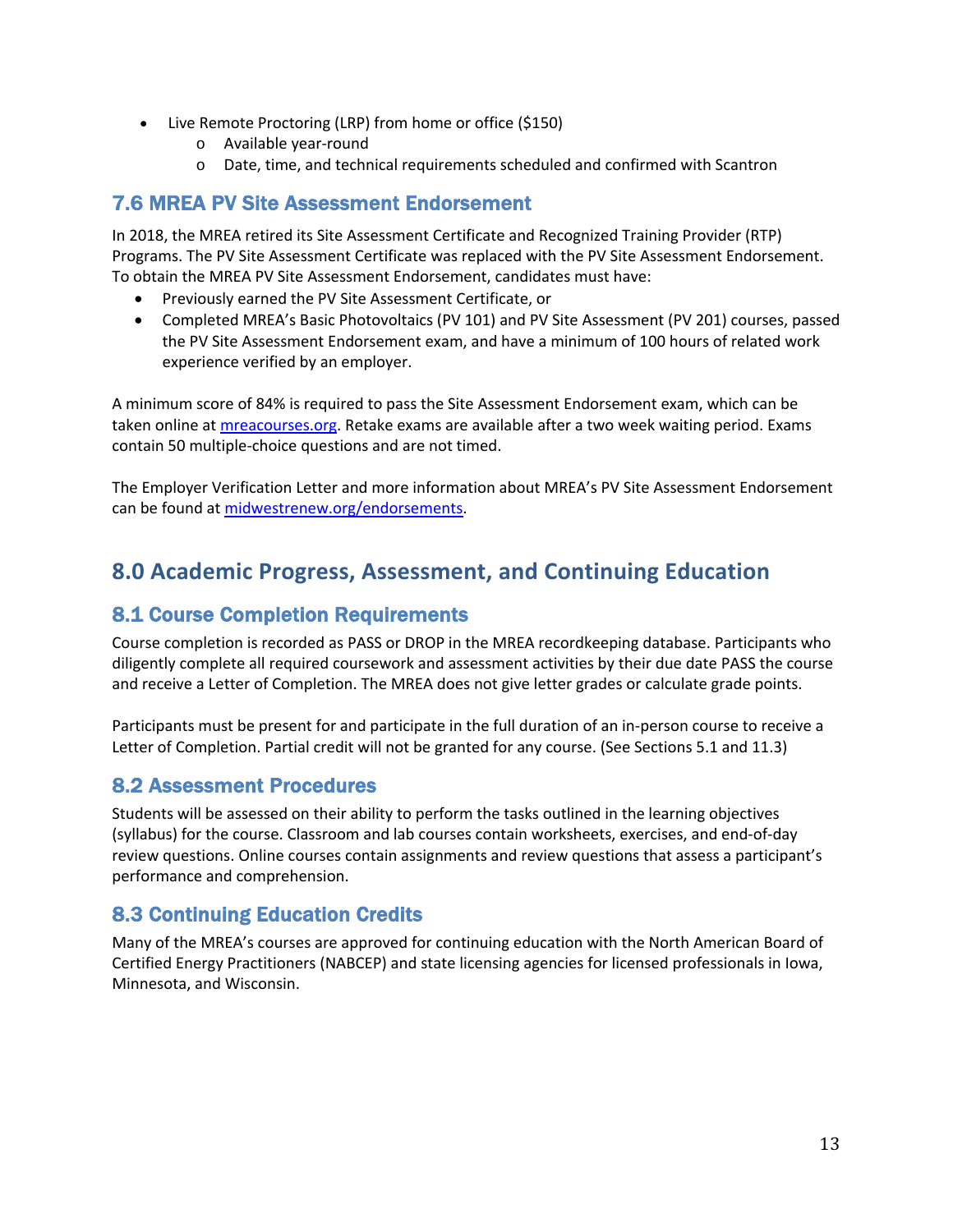- Live Remote Proctoring (LRP) from home or office ($150)
  - Available year-round
  - Date, time, and technical requirements scheduled and confirmed with Scantron

### 7.6 MREA PV Site Assessment Endorsement

In 2018, the MREA retired its Site Assessment Certificate and Recognized Training Provider (RTP) Programs. The PV Site Assessment Certificate was replaced with the PV Site Assessment Endorsement. To obtain the MREA PV Site Assessment Endorsement, candidates must have:

- Previously earned the PV Site Assessment Certificate, or
- Completed MREA's Basic Photovoltaics (PV 101) and PV Site Assessment (PV 201) courses, passed the PV Site Assessment Endorsement exam, and have a minimum of 100 hours of related work experience verified by an employer.

A minimum score of 84% is required to pass the Site Assessment Endorsement exam, which can be taken online at [mreacourses.org](mreacourses.org). Retake exams are available after a two week waiting period. Exams contain 50 multiple-choice questions and are not timed.

The Employer Verification Letter and more information about MREA's PV Site Assessment Endorsement can be found at [midwestrenew.org/endorsements](midwestrenew.org/endorsements).

## 8.0 Academic Progress, Assessment, and Continuing Education

### 8.1 Course Completion Requirements

Course completion is recorded as PASS or DROP in the MREA recordkeeping database. Participants who diligently complete all required coursework and assessment activities by their due date PASS the course and receive a Letter of Completion. The MREA does not give letter grades or calculate grade points.

Participants must be present for and participate in the full duration of an in-person course to receive a Letter of Completion. Partial credit will not be granted for any course. (See Sections 5.1 and 11.3)

### 8.2 Assessment Procedures

Students will be assessed on their ability to perform the tasks outlined in the learning objectives (syllabus) for the course. Classroom and lab courses contain worksheets, exercises, and end-of-day review questions. Online courses contain assignments and review questions that assess a participant's performance and comprehension.

### 8.3 Continuing Education Credits

Many of the MREA's courses are approved for continuing education with the North American Board of Certified Energy Practitioners (NABCEP) and state licensing agencies for licensed professionals in Iowa, Minnesota, and Wisconsin.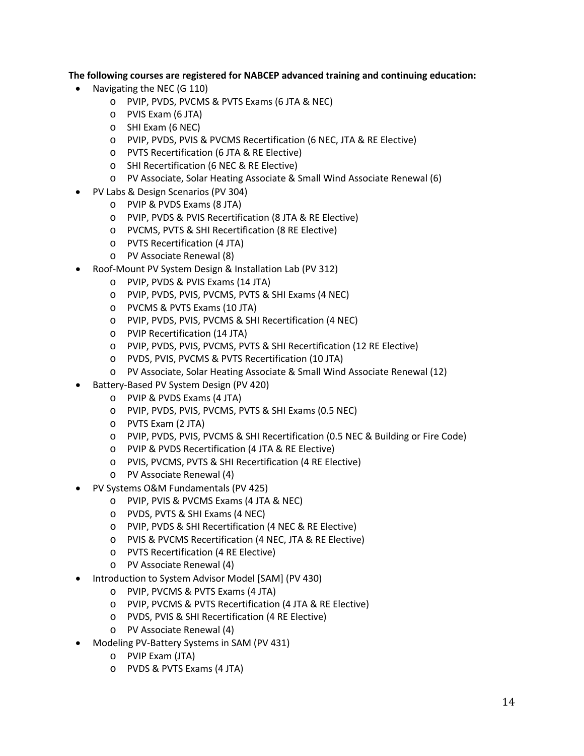**The following courses are registered for NABCEP advanced training and continuing education:**

- Navigating the NEC (G 110)
  - PVIP, PVDS, PVCMS & PVTS Exams (6 JTA & NEC)
  - PVIS Exam (6 JTA)
  - SHI Exam (6 NEC)
  - PVIP, PVDS, PVIS & PVCMS Recertification (6 NEC, JTA & RE Elective)
  - PVTS Recertification (6 JTA & RE Elective)
  - SHI Recertification (6 NEC & RE Elective)
  - PV Associate, Solar Heating Associate & Small Wind Associate Renewal (6)
- PV Labs & Design Scenarios (PV 304)
  - PVIP & PVDS Exams (8 JTA)
  - PVIP, PVDS & PVIS Recertification (8 JTA & RE Elective)
  - PVCMS, PVTS & SHI Recertification (8 RE Elective)
  - PVTS Recertification (4 JTA)
  - PV Associate Renewal (8)
- Roof-Mount PV System Design & Installation Lab (PV 312)
  - PVIP, PVDS & PVIS Exams (14 JTA)
  - PVIP, PVDS, PVIS, PVCMS, PVTS & SHI Exams (4 NEC)
  - PVCMS & PVTS Exams (10 JTA)
  - PVIP, PVDS, PVIS, PVCMS & SHI Recertification (4 NEC)
  - PVIP Recertification (14 JTA)
  - PVIP, PVDS, PVIS, PVCMS, PVTS & SHI Recertification (12 RE Elective)
  - PVDS, PVIS, PVCMS & PVTS Recertification (10 JTA)
  - PV Associate, Solar Heating Associate & Small Wind Associate Renewal (12)
- Battery-Based PV System Design (PV 420)
  - PVIP & PVDS Exams (4 JTA)
  - PVIP, PVDS, PVIS, PVCMS, PVTS & SHI Exams (0.5 NEC)
  - PVTS Exam (2 JTA)
  - PVIP, PVDS, PVIS, PVCMS & SHI Recertification (0.5 NEC & Building or Fire Code)
  - PVIP & PVDS Recertification (4 JTA & RE Elective)
  - PVIS, PVCMS, PVTS & SHI Recertification (4 RE Elective)
  - PV Associate Renewal (4)
- PV Systems O&M Fundamentals (PV 425)
  - PVIP, PVIS & PVCMS Exams (4 JTA & NEC)
  - PVDS, PVTS & SHI Exams (4 NEC)
  - PVIP, PVDS & SHI Recertification (4 NEC & RE Elective)
  - PVIS & PVCMS Recertification (4 NEC, JTA & RE Elective)
  - PVTS Recertification (4 RE Elective)
  - PV Associate Renewal (4)
- Introduction to System Advisor Model [SAM] (PV 430)
  - PVIP, PVCMS & PVTS Exams (4 JTA)
  - PVIP, PVCMS & PVTS Recertification (4 JTA & RE Elective)
  - PVDS, PVIS & SHI Recertification (4 RE Elective)
  - PV Associate Renewal (4)
- Modeling PV-Battery Systems in SAM (PV 431)
  - PVIP Exam (JTA)
  - PVDS & PVTS Exams (4 JTA)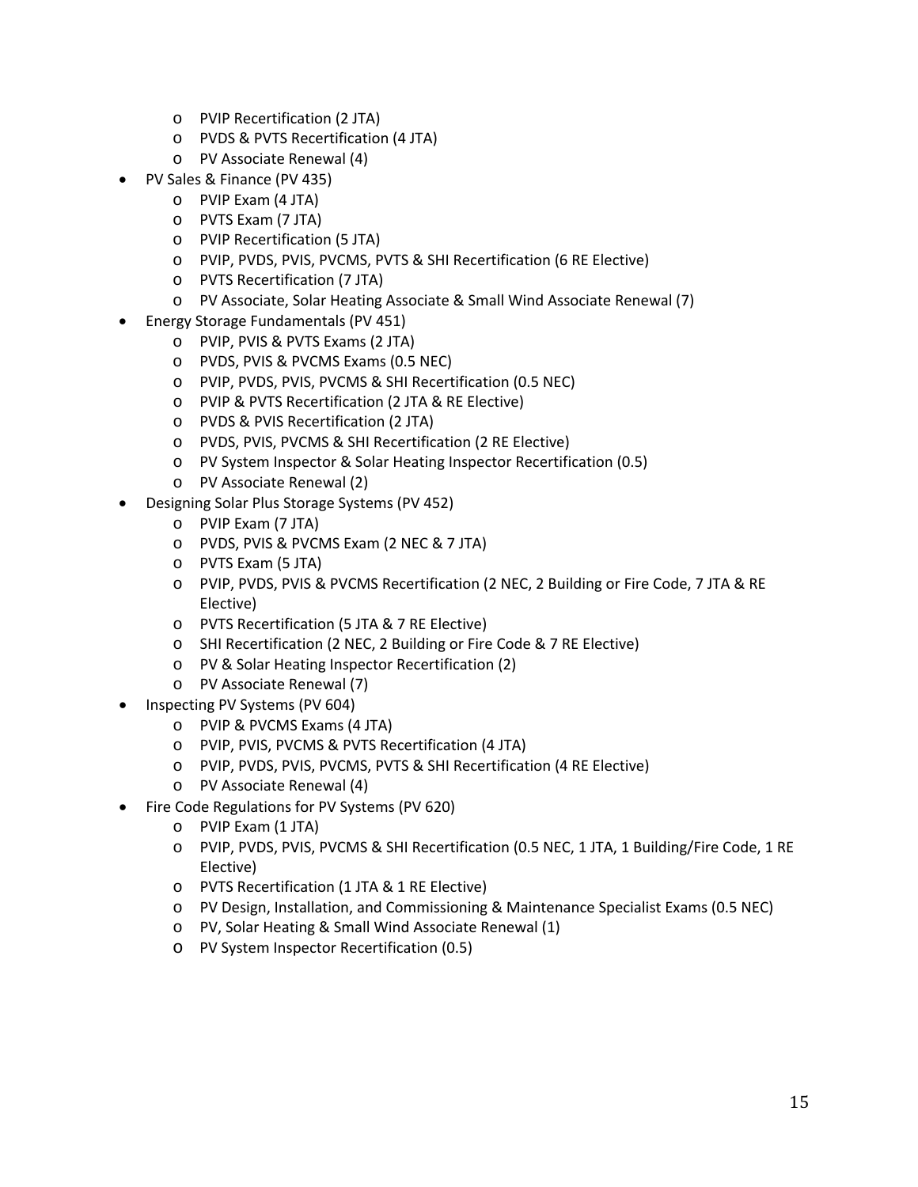- PVIP Recertification (2 JTA)
  - PVDS & PVTS Recertification (4 JTA)
  - PV Associate Renewal (4)
- PV Sales & Finance (PV 435)
  - PVIP Exam (4 JTA)
  - PVTS Exam (7 JTA)
  - PVIP Recertification (5 JTA)
  - PVIP, PVDS, PVIS, PVCMS, PVTS & SHI Recertification (6 RE Elective)
  - PVTS Recertification (7 JTA)
  - PV Associate, Solar Heating Associate & Small Wind Associate Renewal (7)
- Energy Storage Fundamentals (PV 451)
  - PVIP, PVIS & PVTS Exams (2 JTA)
  - PVDS, PVIS & PVCMS Exams (0.5 NEC)
  - PVIP, PVDS, PVIS, PVCMS & SHI Recertification (0.5 NEC)
  - PVIP & PVTS Recertification (2 JTA & RE Elective)
  - PVDS & PVIS Recertification (2 JTA)
  - PVDS, PVIS, PVCMS & SHI Recertification (2 RE Elective)
  - PV System Inspector & Solar Heating Inspector Recertification (0.5)
  - PV Associate Renewal (2)
- Designing Solar Plus Storage Systems (PV 452)
  - PVIP Exam (7 JTA)
  - PVDS, PVIS & PVCMS Exam (2 NEC & 7 JTA)
  - PVTS Exam (5 JTA)
  - PVIP, PVDS, PVIS & PVCMS Recertification (2 NEC, 2 Building or Fire Code, 7 JTA & RE Elective)
  - PVTS Recertification (5 JTA & 7 RE Elective)
  - SHI Recertification (2 NEC, 2 Building or Fire Code & 7 RE Elective)
  - PV & Solar Heating Inspector Recertification (2)
  - PV Associate Renewal (7)
- Inspecting PV Systems (PV 604)
  - PVIP & PVCMS Exams (4 JTA)
  - PVIP, PVIS, PVCMS & PVTS Recertification (4 JTA)
  - PVIP, PVDS, PVIS, PVCMS, PVTS & SHI Recertification (4 RE Elective)
  - PV Associate Renewal (4)
- Fire Code Regulations for PV Systems (PV 620)
  - PVIP Exam (1 JTA)
  - PVIP, PVDS, PVIS, PVCMS & SHI Recertification (0.5 NEC, 1 JTA, 1 Building/Fire Code, 1 RE Elective)
  - PVTS Recertification (1 JTA & 1 RE Elective)
  - PV Design, Installation, and Commissioning & Maintenance Specialist Exams (0.5 NEC)
  - PV, Solar Heating & Small Wind Associate Renewal (1)
  - PV System Inspector Recertification (0.5)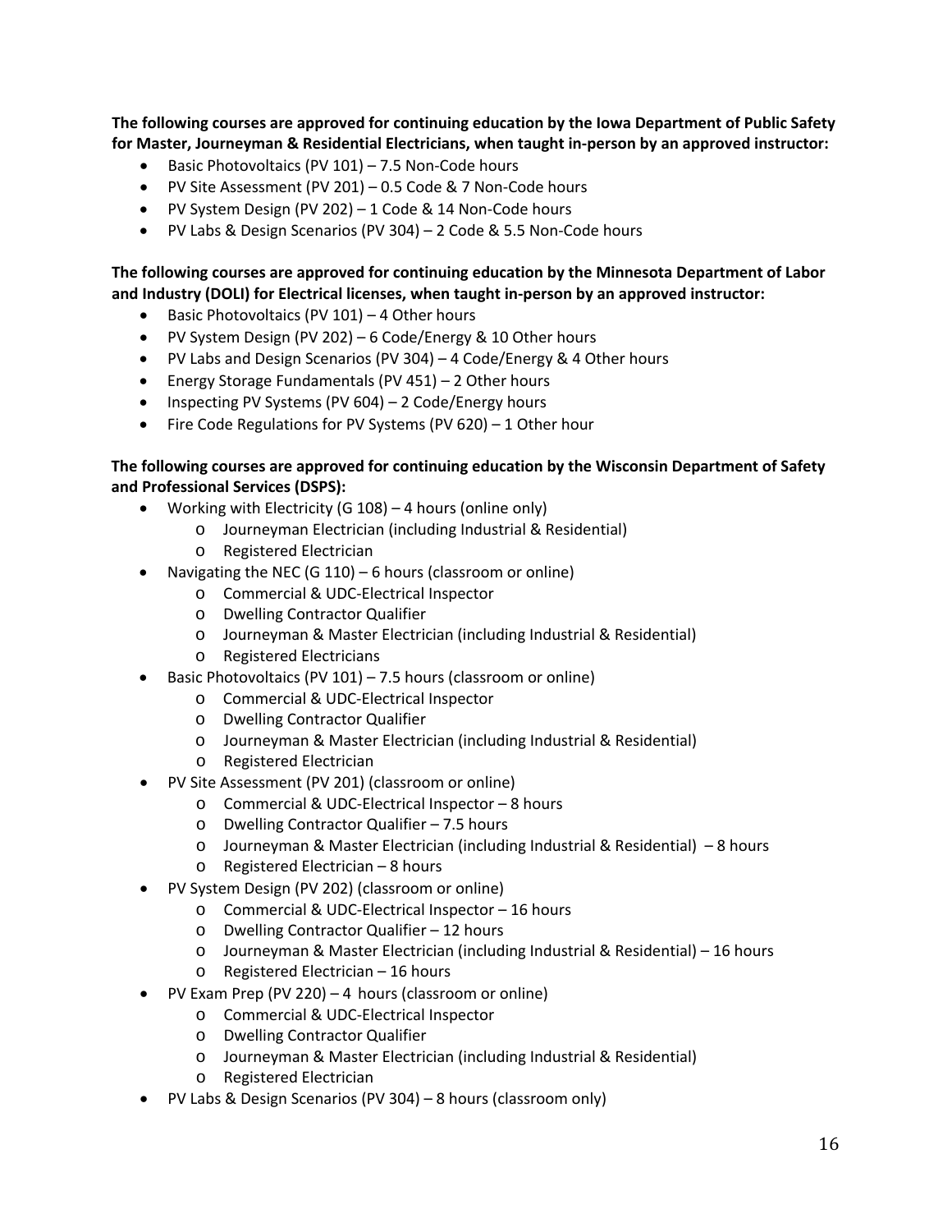**The following courses are approved for continuing education by the Iowa Department of Public Safety for Master, Journeyman & Residential Electricians, when taught in-person by an approved instructor:**

- Basic Photovoltaics (PV 101) – 7.5 Non-Code hours
- PV Site Assessment (PV 201) – 0.5 Code & 7 Non-Code hours
- PV System Design (PV 202) – 1 Code & 14 Non-Code hours
- PV Labs & Design Scenarios (PV 304) – 2 Code & 5.5 Non-Code hours

**The following courses are approved for continuing education by the Minnesota Department of Labor and Industry (DOLI) for Electrical licenses, when taught in-person by an approved instructor:**

- Basic Photovoltaics (PV 101) – 4 Other hours
- PV System Design (PV 202) – 6 Code/Energy & 10 Other hours
- PV Labs and Design Scenarios (PV 304) – 4 Code/Energy & 4 Other hours
- Energy Storage Fundamentals (PV 451) – 2 Other hours
- Inspecting PV Systems (PV 604) – 2 Code/Energy hours
- Fire Code Regulations for PV Systems (PV 620) – 1 Other hour

**The following courses are approved for continuing education by the Wisconsin Department of Safety and Professional Services (DSPS):**

- Working with Electricity (G 108) – 4 hours (online only)
  - Journeyman Electrician (including Industrial & Residential)
  - Registered Electrician
- Navigating the NEC (G 110) – 6 hours (classroom or online)
  - Commercial & UDC-Electrical Inspector
  - Dwelling Contractor Qualifier
  - Journeyman & Master Electrician (including Industrial & Residential)
  - Registered Electricians
- Basic Photovoltaics (PV 101) – 7.5 hours (classroom or online)
  - Commercial & UDC-Electrical Inspector
  - Dwelling Contractor Qualifier
  - Journeyman & Master Electrician (including Industrial & Residential)
  - Registered Electrician
- PV Site Assessment (PV 201) (classroom or online)
  - Commercial & UDC-Electrical Inspector – 8 hours
  - Dwelling Contractor Qualifier – 7.5 hours
  - Journeyman & Master Electrician (including Industrial & Residential) – 8 hours
  - Registered Electrician – 8 hours
- PV System Design (PV 202) (classroom or online)
  - Commercial & UDC-Electrical Inspector – 16 hours
  - Dwelling Contractor Qualifier – 12 hours
  - Journeyman & Master Electrician (including Industrial & Residential) – 16 hours
  - Registered Electrician – 16 hours
- PV Exam Prep (PV 220) – 4 hours (classroom or online)
  - Commercial & UDC-Electrical Inspector
  - Dwelling Contractor Qualifier
  - Journeyman & Master Electrician (including Industrial & Residential)
  - Registered Electrician
- PV Labs & Design Scenarios (PV 304) – 8 hours (classroom only)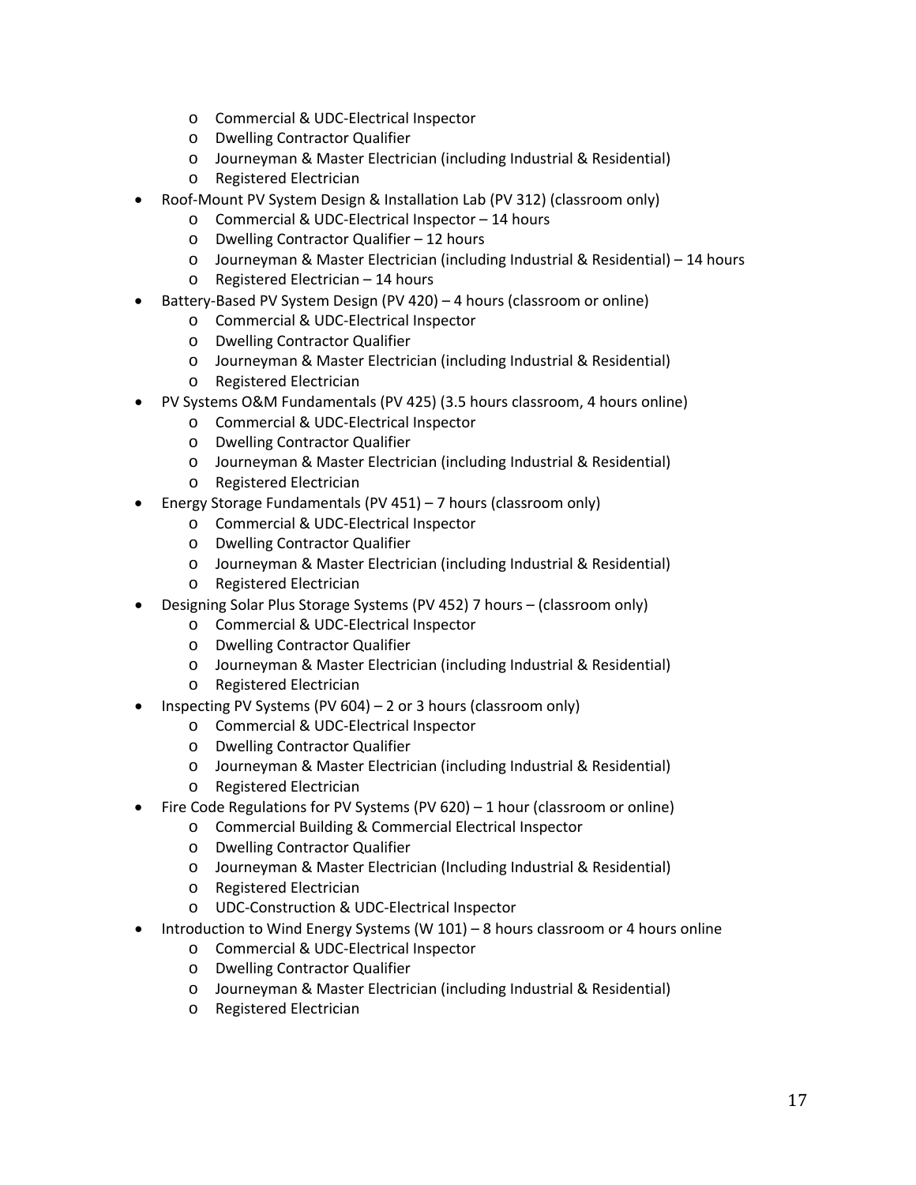- Commercial & UDC-Electrical Inspector
    - Dwelling Contractor Qualifier
    - Journeyman & Master Electrician (including Industrial & Residential)
    - Registered Electrician
- Roof-Mount PV System Design & Installation Lab (PV 312) (classroom only)
    - Commercial & UDC-Electrical Inspector – 14 hours
    - Dwelling Contractor Qualifier – 12 hours
    - Journeyman & Master Electrician (including Industrial & Residential) – 14 hours
    - Registered Electrician – 14 hours
- Battery-Based PV System Design (PV 420) – 4 hours (classroom or online)
    - Commercial & UDC-Electrical Inspector
    - Dwelling Contractor Qualifier
    - Journeyman & Master Electrician (including Industrial & Residential)
    - Registered Electrician
- PV Systems O&M Fundamentals (PV 425) (3.5 hours classroom, 4 hours online)
    - Commercial & UDC-Electrical Inspector
    - Dwelling Contractor Qualifier
    - Journeyman & Master Electrician (including Industrial & Residential)
    - Registered Electrician
- Energy Storage Fundamentals (PV 451) – 7 hours (classroom only)
    - Commercial & UDC-Electrical Inspector
    - Dwelling Contractor Qualifier
    - Journeyman & Master Electrician (including Industrial & Residential)
    - Registered Electrician
- Designing Solar Plus Storage Systems (PV 452) 7 hours – (classroom only)
    - Commercial & UDC-Electrical Inspector
    - Dwelling Contractor Qualifier
    - Journeyman & Master Electrician (including Industrial & Residential)
    - Registered Electrician
- Inspecting PV Systems (PV 604) – 2 or 3 hours (classroom only)
    - Commercial & UDC-Electrical Inspector
    - Dwelling Contractor Qualifier
    - Journeyman & Master Electrician (including Industrial & Residential)
    - Registered Electrician
- Fire Code Regulations for PV Systems (PV 620) – 1 hour (classroom or online)
    - Commercial Building & Commercial Electrical Inspector
    - Dwelling Contractor Qualifier
    - Journeyman & Master Electrician (Including Industrial & Residential)
    - Registered Electrician
    - UDC-Construction & UDC-Electrical Inspector
- Introduction to Wind Energy Systems (W 101) – 8 hours classroom or 4 hours online
    - Commercial & UDC-Electrical Inspector
    - Dwelling Contractor Qualifier
    - Journeyman & Master Electrician (including Industrial & Residential)
    - Registered Electrician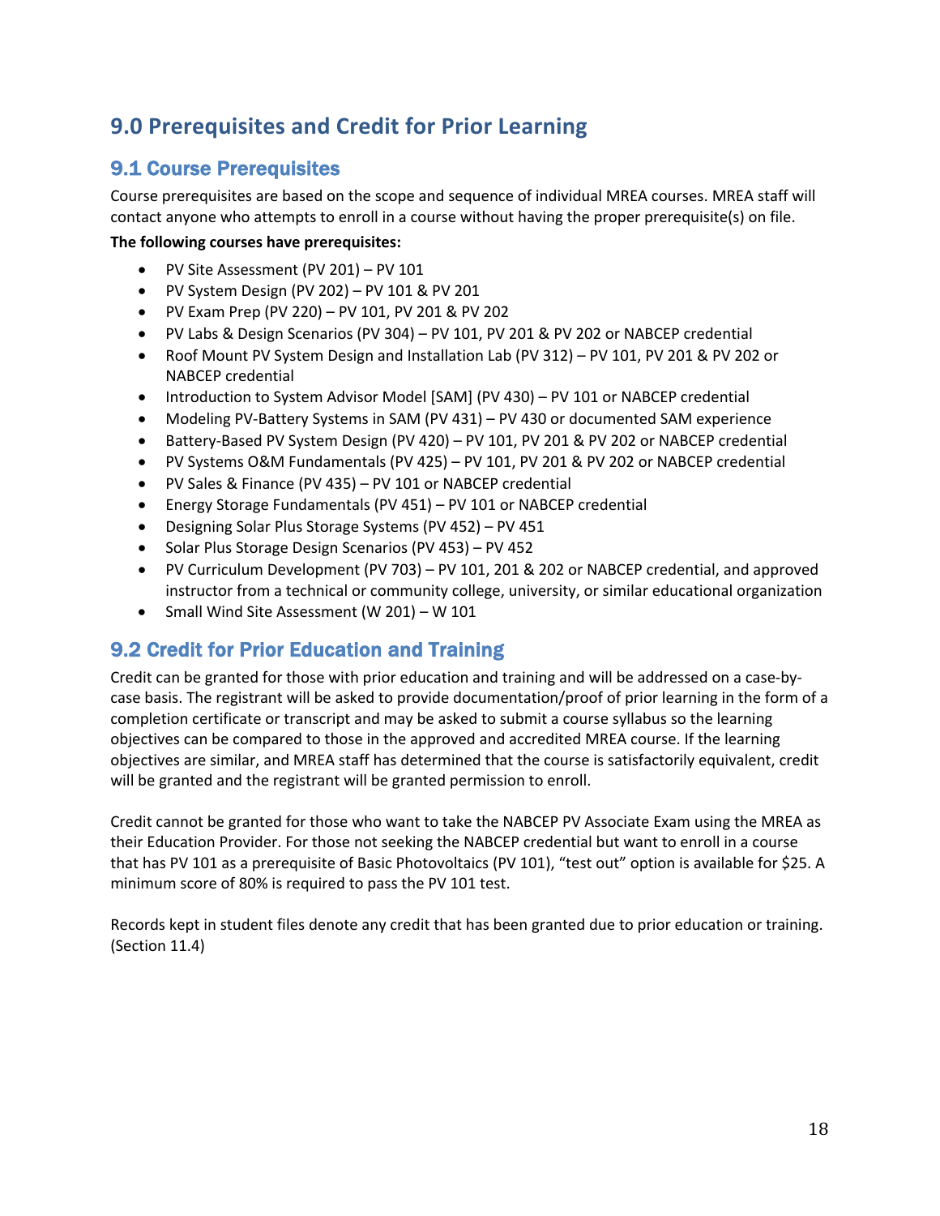# 9.0 Prerequisites and Credit for Prior Learning

## 9.1 Course Prerequisites

Course prerequisites are based on the scope and sequence of individual MREA courses. MREA staff will contact anyone who attempts to enroll in a course without having the proper prerequisite(s) on file.

**The following courses have prerequisites:**

- PV Site Assessment (PV 201) – PV 101
- PV System Design (PV 202) – PV 101 & PV 201
- PV Exam Prep (PV 220) – PV 101, PV 201 & PV 202
- PV Labs & Design Scenarios (PV 304) – PV 101, PV 201 & PV 202 or NABCEP credential
- Roof Mount PV System Design and Installation Lab (PV 312) – PV 101, PV 201 & PV 202 or NABCEP credential
- Introduction to System Advisor Model [SAM] (PV 430) – PV 101 or NABCEP credential
- Modeling PV-Battery Systems in SAM (PV 431) – PV 430 or documented SAM experience
- Battery-Based PV System Design (PV 420) – PV 101, PV 201 & PV 202 or NABCEP credential
- PV Systems O&M Fundamentals (PV 425) – PV 101, PV 201 & PV 202 or NABCEP credential
- PV Sales & Finance (PV 435) – PV 101 or NABCEP credential
- Energy Storage Fundamentals (PV 451) – PV 101 or NABCEP credential
- Designing Solar Plus Storage Systems (PV 452) – PV 451
- Solar Plus Storage Design Scenarios (PV 453) – PV 452
- PV Curriculum Development (PV 703) – PV 101, 201 & 202 or NABCEP credential, and approved instructor from a technical or community college, university, or similar educational organization
- Small Wind Site Assessment (W 201) – W 101

## 9.2 Credit for Prior Education and Training

Credit can be granted for those with prior education and training and will be addressed on a case-by-case basis. The registrant will be asked to provide documentation/proof of prior learning in the form of a completion certificate or transcript and may be asked to submit a course syllabus so the learning objectives can be compared to those in the approved and accredited MREA course. If the learning objectives are similar, and MREA staff has determined that the course is satisfactorily equivalent, credit will be granted and the registrant will be granted permission to enroll.

Credit cannot be granted for those who want to take the NABCEP PV Associate Exam using the MREA as their Education Provider. For those not seeking the NABCEP credential but want to enroll in a course that has PV 101 as a prerequisite of Basic Photovoltaics (PV 101), "test out" option is available for $25. A minimum score of 80% is required to pass the PV 101 test.

Records kept in student files denote any credit that has been granted due to prior education or training. (Section 11.4)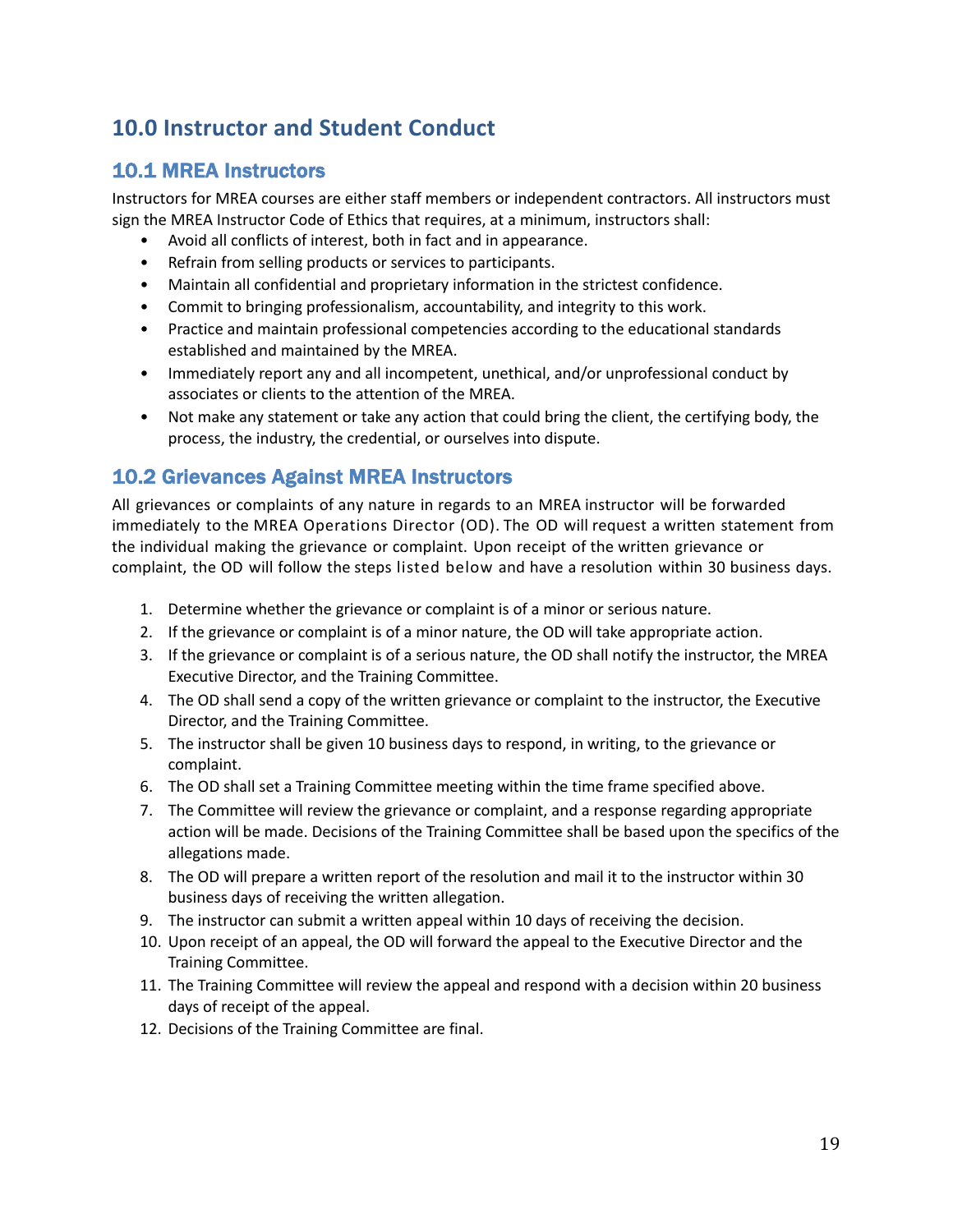# 10.0 Instructor and Student Conduct

## 10.1 MREA Instructors

Instructors for MREA courses are either staff members or independent contractors. All instructors must sign the MREA Instructor Code of Ethics that requires, at a minimum, instructors shall:

- Avoid all conflicts of interest, both in fact and in appearance.
- Refrain from selling products or services to participants.
- Maintain all confidential and proprietary information in the strictest confidence.
- Commit to bringing professionalism, accountability, and integrity to this work.
- Practice and maintain professional competencies according to the educational standards established and maintained by the MREA.
- Immediately report any and all incompetent, unethical, and/or unprofessional conduct by associates or clients to the attention of the MREA.
- Not make any statement or take any action that could bring the client, the certifying body, the process, the industry, the credential, or ourselves into dispute.

## 10.2 Grievances Against MREA Instructors

All grievances or complaints of any nature in regards to an MREA instructor will be forwarded immediately to the MREA Operations Director (OD). The OD will request a written statement from the individual making the grievance or complaint. Upon receipt of the written grievance or complaint, the OD will follow the steps listed below and have a resolution within 30 business days.

1. Determine whether the grievance or complaint is of a minor or serious nature.
2. If the grievance or complaint is of a minor nature, the OD will take appropriate action.
3. If the grievance or complaint is of a serious nature, the OD shall notify the instructor, the MREA Executive Director, and the Training Committee.
4. The OD shall send a copy of the written grievance or complaint to the instructor, the Executive Director, and the Training Committee.
5. The instructor shall be given 10 business days to respond, in writing, to the grievance or complaint.
6. The OD shall set a Training Committee meeting within the time frame specified above.
7. The Committee will review the grievance or complaint, and a response regarding appropriate action will be made. Decisions of the Training Committee shall be based upon the specifics of the allegations made.
8. The OD will prepare a written report of the resolution and mail it to the instructor within 30 business days of receiving the written allegation.
9. The instructor can submit a written appeal within 10 days of receiving the decision.
10. Upon receipt of an appeal, the OD will forward the appeal to the Executive Director and the Training Committee.
11. The Training Committee will review the appeal and respond with a decision within 20 business days of receipt of the appeal.
12. Decisions of the Training Committee are final.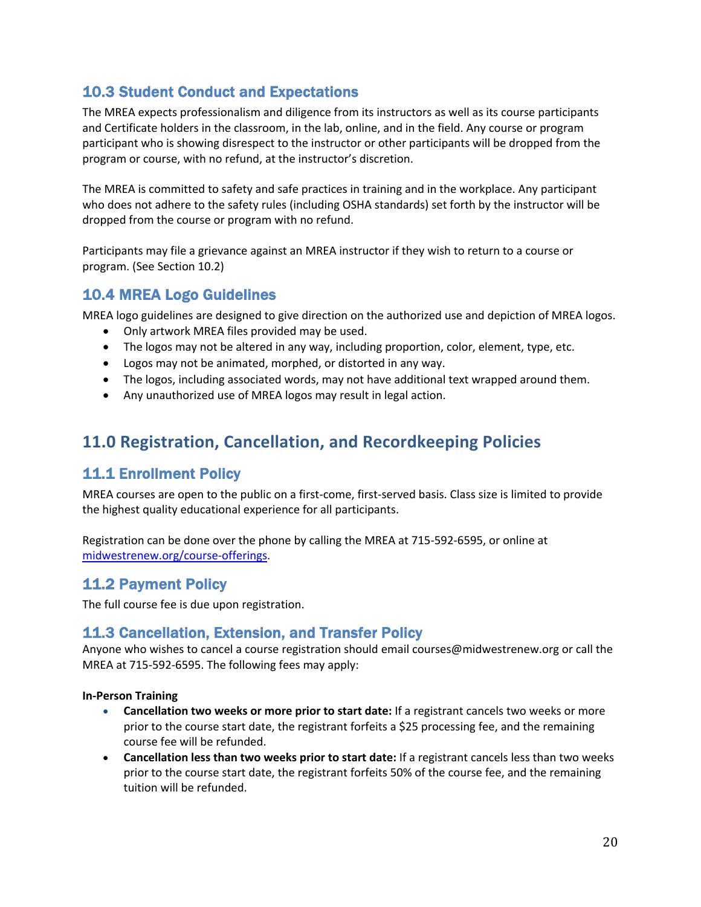### 10.3 Student Conduct and Expectations

The MREA expects professionalism and diligence from its instructors as well as its course participants and Certificate holders in the classroom, in the lab, online, and in the field. Any course or program participant who is showing disrespect to the instructor or other participants will be dropped from the program or course, with no refund, at the instructor's discretion.

The MREA is committed to safety and safe practices in training and in the workplace. Any participant who does not adhere to the safety rules (including OSHA standards) set forth by the instructor will be dropped from the course or program with no refund.

Participants may file a grievance against an MREA instructor if they wish to return to a course or program. (See Section 10.2)

### 10.4 MREA Logo Guidelines

MREA logo guidelines are designed to give direction on the authorized use and depiction of MREA logos.

- Only artwork MREA files provided may be used.
- The logos may not be altered in any way, including proportion, color, element, type, etc.
- Logos may not be animated, morphed, or distorted in any way.
- The logos, including associated words, may not have additional text wrapped around them.
- Any unauthorized use of MREA logos may result in legal action.

## 11.0 Registration, Cancellation, and Recordkeeping Policies

### 11.1 Enrollment Policy

MREA courses are open to the public on a first-come, first-served basis. Class size is limited to provide the highest quality educational experience for all participants.

Registration can be done over the phone by calling the MREA at 715-592-6595, or online at [midwestrenew.org/course-offerings](midwestrenew.org/course-offerings).

### 11.2 Payment Policy

The full course fee is due upon registration.

### 11.3 Cancellation, Extension, and Transfer Policy

Anyone who wishes to cancel a course registration should email courses@midwestrenew.org or call the MREA at 715-592-6595. The following fees may apply:

**In-Person Training**

- **Cancellation two weeks or more prior to start date:** If a registrant cancels two weeks or more prior to the course start date, the registrant forfeits a $25 processing fee, and the remaining course fee will be refunded.
- **Cancellation less than two weeks prior to start date:** If a registrant cancels less than two weeks prior to the course start date, the registrant forfeits 50% of the course fee, and the remaining tuition will be refunded.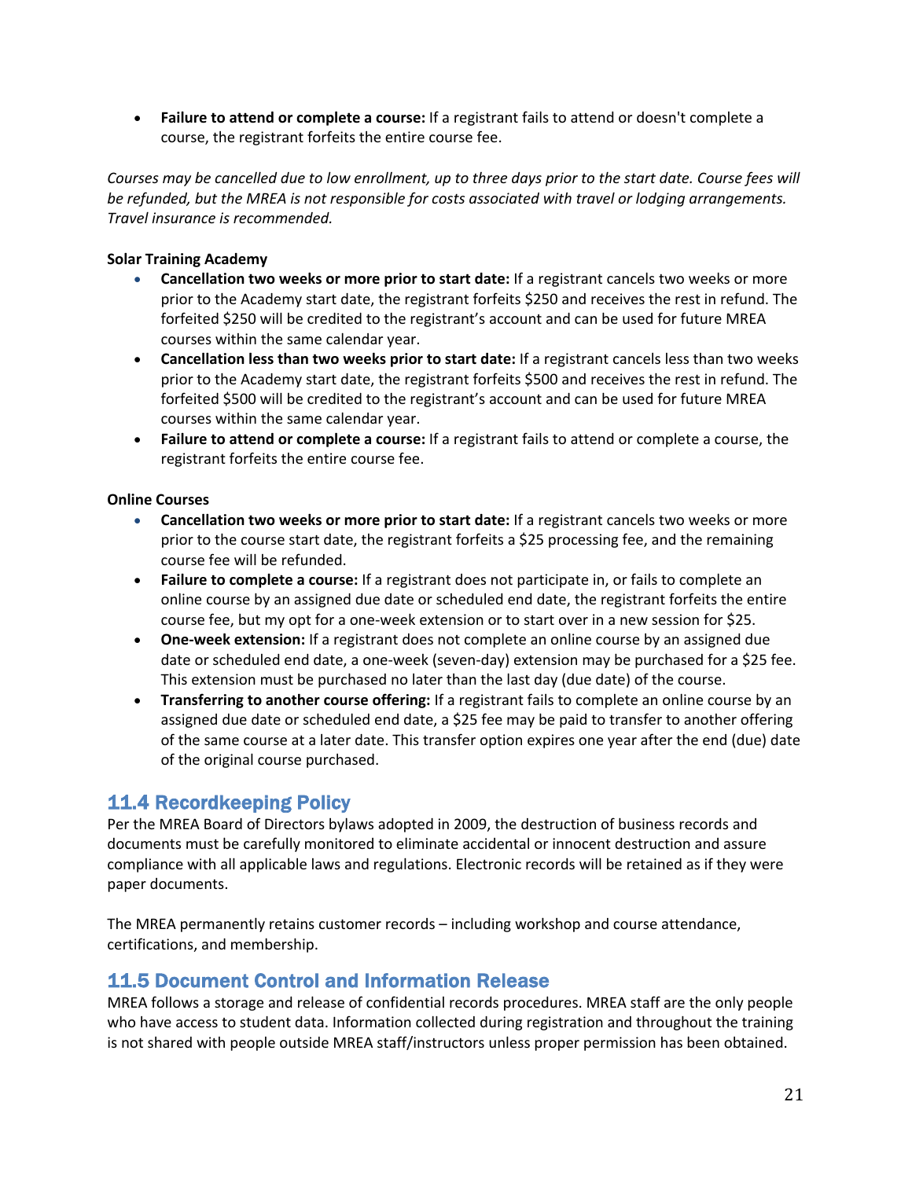- **Failure to attend or complete a course:** If a registrant fails to attend or doesn't complete a course, the registrant forfeits the entire course fee.

*Courses may be cancelled due to low enrollment, up to three days prior to the start date. Course fees will be refunded, but the MREA is not responsible for costs associated with travel or lodging arrangements. Travel insurance is recommended.*

**Solar Training Academy**

- **Cancellation two weeks or more prior to start date:** If a registrant cancels two weeks or more prior to the Academy start date, the registrant forfeits $250 and receives the rest in refund. The forfeited $250 will be credited to the registrant's account and can be used for future MREA courses within the same calendar year.
- **Cancellation less than two weeks prior to start date:** If a registrant cancels less than two weeks prior to the Academy start date, the registrant forfeits $500 and receives the rest in refund. The forfeited $500 will be credited to the registrant's account and can be used for future MREA courses within the same calendar year.
- **Failure to attend or complete a course:** If a registrant fails to attend or complete a course, the registrant forfeits the entire course fee.

**Online Courses**

- **Cancellation two weeks or more prior to start date:** If a registrant cancels two weeks or more prior to the course start date, the registrant forfeits a $25 processing fee, and the remaining course fee will be refunded.
- **Failure to complete a course:** If a registrant does not participate in, or fails to complete an online course by an assigned due date or scheduled end date, the registrant forfeits the entire course fee, but my opt for a one-week extension or to start over in a new session for $25.
- **One-week extension:** If a registrant does not complete an online course by an assigned due date or scheduled end date, a one-week (seven-day) extension may be purchased for a $25 fee. This extension must be purchased no later than the last day (due date) of the course.
- **Transferring to another course offering:** If a registrant fails to complete an online course by an assigned due date or scheduled end date, a $25 fee may be paid to transfer to another offering of the same course at a later date. This transfer option expires one year after the end (due) date of the original course purchased.

## 11.4 Recordkeeping Policy

Per the MREA Board of Directors bylaws adopted in 2009, the destruction of business records and documents must be carefully monitored to eliminate accidental or innocent destruction and assure compliance with all applicable laws and regulations. Electronic records will be retained as if they were paper documents.

The MREA permanently retains customer records – including workshop and course attendance, certifications, and membership.

## 11.5 Document Control and Information Release

MREA follows a storage and release of confidential records procedures. MREA staff are the only people who have access to student data. Information collected during registration and throughout the training is not shared with people outside MREA staff/instructors unless proper permission has been obtained.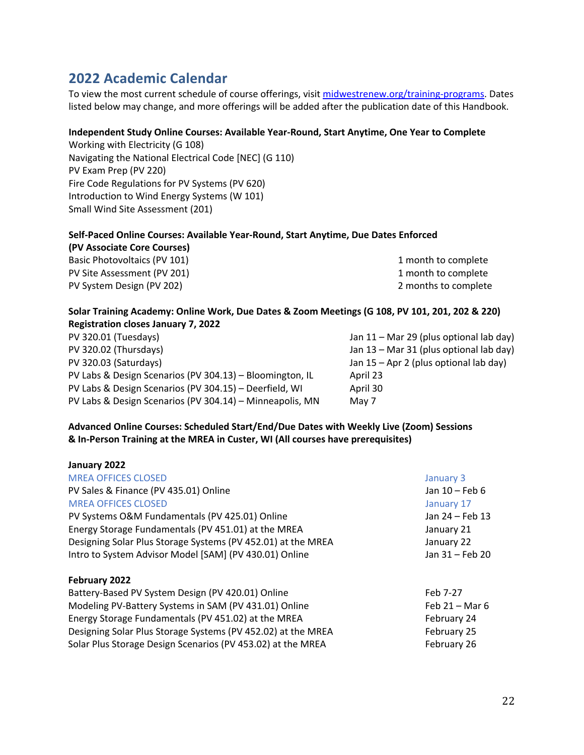## 2022 Academic Calendar

To view the most current schedule of course offerings, visit [midwestrenew.org/training-programs](midwestrenew.org/training-programs). Dates listed below may change, and more offerings will be added after the publication date of this Handbook.

**Independent Study Online Courses: Available Year-Round, Start Anytime, One Year to Complete**

Working with Electricity (G 108)
Navigating the National Electrical Code [NEC] (G 110)
PV Exam Prep (PV 220)
Fire Code Regulations for PV Systems (PV 620)
Introduction to Wind Energy Systems (W 101)
Small Wind Site Assessment (201)

**Self-Paced Online Courses: Available Year-Round, Start Anytime, Due Dates Enforced (PV Associate Core Courses)**

| Course | Duration |
|---|---|
| Basic Photovoltaics (PV 101) | 1 month to complete |
| PV Site Assessment (PV 201) | 1 month to complete |
| PV System Design (PV 202) | 2 months to complete |

**Solar Training Academy: Online Work, Due Dates & Zoom Meetings (G 108, PV 101, 201, 202 & 220)**
**Registration closes January 7, 2022**

| Course | Dates |
|---|---|
| PV 320.01 (Tuesdays) | Jan 11 – Mar 29 (plus optional lab day) |
| PV 320.02 (Thursdays) | Jan 13 – Mar 31 (plus optional lab day) |
| PV 320.03 (Saturdays) | Jan 15 – Apr 2 (plus optional lab day) |
| PV Labs & Design Scenarios (PV 304.13) – Bloomington, IL | April 23 |
| PV Labs & Design Scenarios (PV 304.15) – Deerfield, WI | April 30 |
| PV Labs & Design Scenarios (PV 304.14) – Minneapolis, MN | May 7 |

**Advanced Online Courses: Scheduled Start/End/Due Dates with Weekly Live (Zoom) Sessions & In-Person Training at the MREA in Custer, WI (All courses have prerequisites)**

**January 2022**

| Course | Dates |
|---|---|
| MREA OFFICES CLOSED | January 3 |
| PV Sales & Finance (PV 435.01) Online | Jan 10 – Feb 6 |
| MREA OFFICES CLOSED | January 17 |
| PV Systems O&M Fundamentals (PV 425.01) Online | Jan 24 – Feb 13 |
| Energy Storage Fundamentals (PV 451.01) at the MREA | January 21 |
| Designing Solar Plus Storage Systems (PV 452.01) at the MREA | January 22 |
| Intro to System Advisor Model [SAM] (PV 430.01) Online | Jan 31 – Feb 20 |

**February 2022**

| Course | Dates |
|---|---|
| Battery-Based PV System Design (PV 420.01) Online | Feb 7-27 |
| Modeling PV-Battery Systems in SAM (PV 431.01) Online | Feb 21 – Mar 6 |
| Energy Storage Fundamentals (PV 451.02) at the MREA | February 24 |
| Designing Solar Plus Storage Systems (PV 452.02) at the MREA | February 25 |
| Solar Plus Storage Design Scenarios (PV 453.02) at the MREA | February 26 |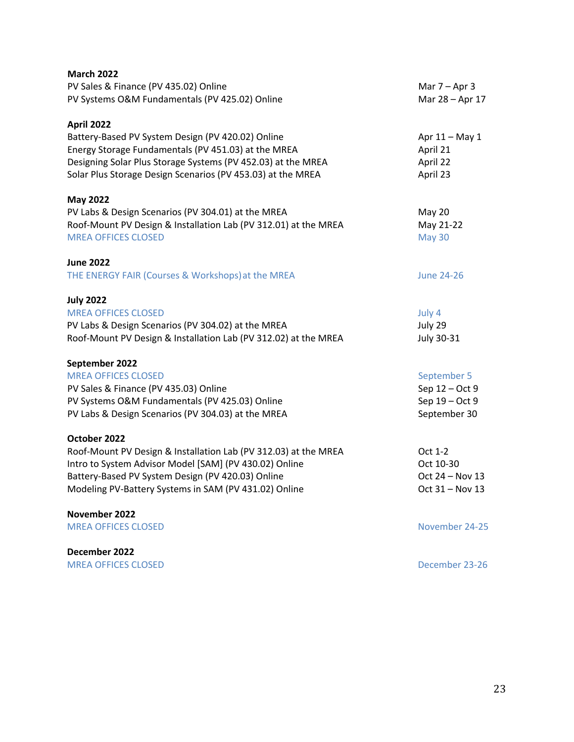**March 2022**

| | |
|---|---|
| PV Sales & Finance (PV 435.02) Online | Mar 7 – Apr 3 |
| PV Systems O&M Fundamentals (PV 425.02) Online | Mar 28 – Apr 17 |

**April 2022**

| | |
|---|---|
| Battery-Based PV System Design (PV 420.02) Online | Apr 11 – May 1 |
| Energy Storage Fundamentals (PV 451.03) at the MREA | April 21 |
| Designing Solar Plus Storage Systems (PV 452.03) at the MREA | April 22 |
| Solar Plus Storage Design Scenarios (PV 453.03) at the MREA | April 23 |

**May 2022**

| | |
|---|---|
| PV Labs & Design Scenarios (PV 304.01) at the MREA | May 20 |
| Roof-Mount PV Design & Installation Lab (PV 312.01) at the MREA | May 21-22 |
| MREA OFFICES CLOSED | May 30 |

**June 2022**

| | |
|---|---|
| THE ENERGY FAIR (Courses & Workshops) at the MREA | June 24-26 |

**July 2022**

| | |
|---|---|
| MREA OFFICES CLOSED | July 4 |
| PV Labs & Design Scenarios (PV 304.02) at the MREA | July 29 |
| Roof-Mount PV Design & Installation Lab (PV 312.02) at the MREA | July 30-31 |

**September 2022**

| | |
|---|---|
| MREA OFFICES CLOSED | September 5 |
| PV Sales & Finance (PV 435.03) Online | Sep 12 – Oct 9 |
| PV Systems O&M Fundamentals (PV 425.03) Online | Sep 19 – Oct 9 |
| PV Labs & Design Scenarios (PV 304.03) at the MREA | September 30 |

**October 2022**

| | |
|---|---|
| Roof-Mount PV Design & Installation Lab (PV 312.03) at the MREA | Oct 1-2 |
| Intro to System Advisor Model [SAM] (PV 430.02) Online | Oct 10-30 |
| Battery-Based PV System Design (PV 420.03) Online | Oct 24 – Nov 13 |
| Modeling PV-Battery Systems in SAM (PV 431.02) Online | Oct 31 – Nov 13 |

**November 2022**

| | |
|---|---|
| MREA OFFICES CLOSED | November 24-25 |

**December 2022**

| | |
|---|---|
| MREA OFFICES CLOSED | December 23-26 |